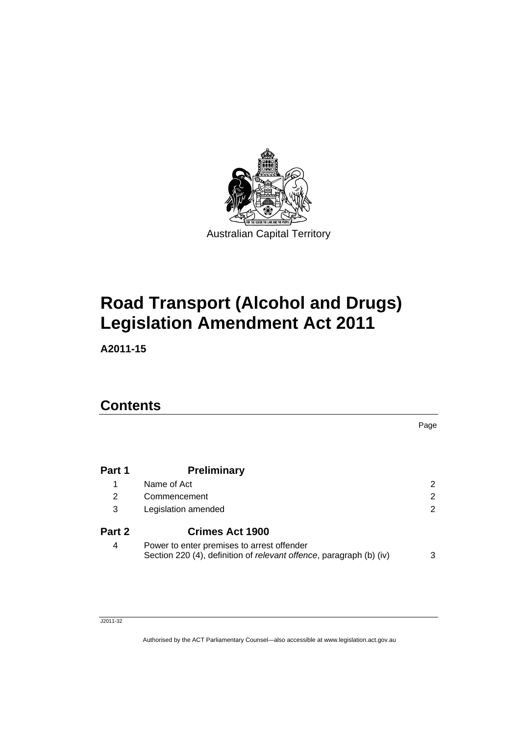Australian Capital Territory

# Road Transport (Alcohol and Drugs) Legislation Amendment Act 2011

**A2011-15**

## Contents

| | | Page |
|---|---|---|
| **Part 1** | **Preliminary** | |
| 1 | Name of Act | 2 |
| 2 | Commencement | 2 |
| 3 | Legislation amended | 2 |
| **Part 2** | **Crimes Act 1900** | |
| 4 | Power to enter premises to arrest offender<br>Section 220 (4), definition of *relevant offence*, paragraph (b) (iv) | 3 |

J2011-32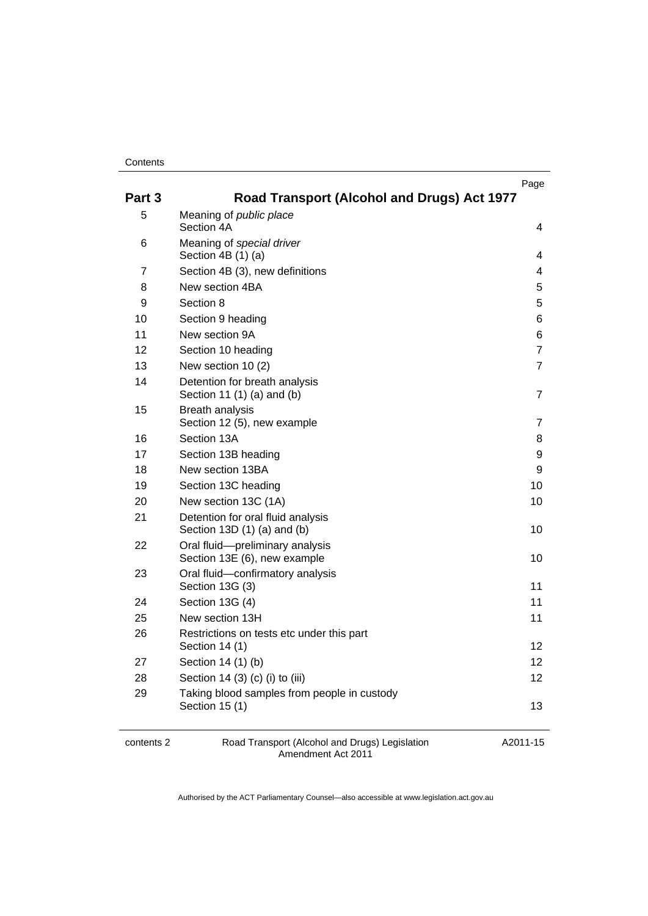| | | Page |
|---|---|---|
| **Part 3** | **Road Transport (Alcohol and Drugs) Act 1977** | |
| 5 | Meaning of *public place*<br>Section 4A | 4 |
| 6 | Meaning of *special driver*<br>Section 4B (1) (a) | 4 |
| 7 | Section 4B (3), new definitions | 4 |
| 8 | New section 4BA | 5 |
| 9 | Section 8 | 5 |
| 10 | Section 9 heading | 6 |
| 11 | New section 9A | 6 |
| 12 | Section 10 heading | 7 |
| 13 | New section 10 (2) | 7 |
| 14 | Detention for breath analysis<br>Section 11 (1) (a) and (b) | 7 |
| 15 | Breath analysis<br>Section 12 (5), new example | 7 |
| 16 | Section 13A | 8 |
| 17 | Section 13B heading | 9 |
| 18 | New section 13BA | 9 |
| 19 | Section 13C heading | 10 |
| 20 | New section 13C (1A) | 10 |
| 21 | Detention for oral fluid analysis<br>Section 13D (1) (a) and (b) | 10 |
| 22 | Oral fluid—preliminary analysis<br>Section 13E (6), new example | 10 |
| 23 | Oral fluid—confirmatory analysis<br>Section 13G (3) | 11 |
| 24 | Section 13G (4) | 11 |
| 25 | New section 13H | 11 |
| 26 | Restrictions on tests etc under this part<br>Section 14 (1) | 12 |
| 27 | Section 14 (1) (b) | 12 |
| 28 | Section 14 (3) (c) (i) to (iii) | 12 |
| 29 | Taking blood samples from people in custody<br>Section 15 (1) | 13 |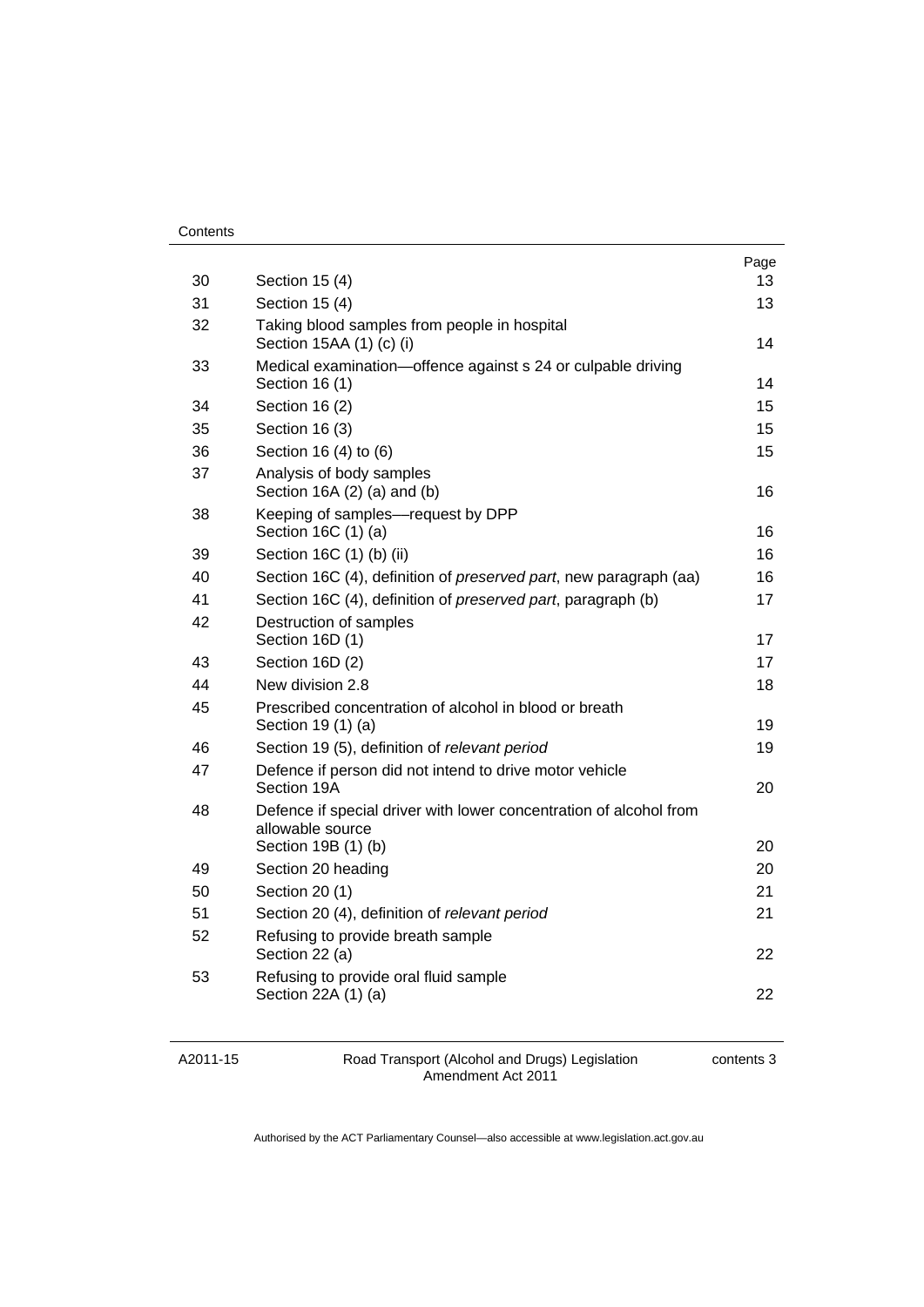| | | Page |
|---|---|---|
| 30 | Section 15 (4) | 13 |
| 31 | Section 15 (4) | 13 |
| 32 | Taking blood samples from people in hospital<br>Section 15AA (1) (c) (i) | 14 |
| 33 | Medical examination—offence against s 24 or culpable driving<br>Section 16 (1) | 14 |
| 34 | Section 16 (2) | 15 |
| 35 | Section 16 (3) | 15 |
| 36 | Section 16 (4) to (6) | 15 |
| 37 | Analysis of body samples<br>Section 16A (2) (a) and (b) | 16 |
| 38 | Keeping of samples—request by DPP<br>Section 16C (1) (a) | 16 |
| 39 | Section 16C (1) (b) (ii) | 16 |
| 40 | Section 16C (4), definition of *preserved part*, new paragraph (aa) | 16 |
| 41 | Section 16C (4), definition of *preserved part*, paragraph (b) | 17 |
| 42 | Destruction of samples<br>Section 16D (1) | 17 |
| 43 | Section 16D (2) | 17 |
| 44 | New division 2.8 | 18 |
| 45 | Prescribed concentration of alcohol in blood or breath<br>Section 19 (1) (a) | 19 |
| 46 | Section 19 (5), definition of *relevant period* | 19 |
| 47 | Defence if person did not intend to drive motor vehicle<br>Section 19A | 20 |
| 48 | Defence if special driver with lower concentration of alcohol from allowable source<br>Section 19B (1) (b) | 20 |
| 49 | Section 20 heading | 20 |
| 50 | Section 20 (1) | 21 |
| 51 | Section 20 (4), definition of *relevant period* | 21 |
| 52 | Refusing to provide breath sample<br>Section 22 (a) | 22 |
| 53 | Refusing to provide oral fluid sample<br>Section 22A (1) (a) | 22 |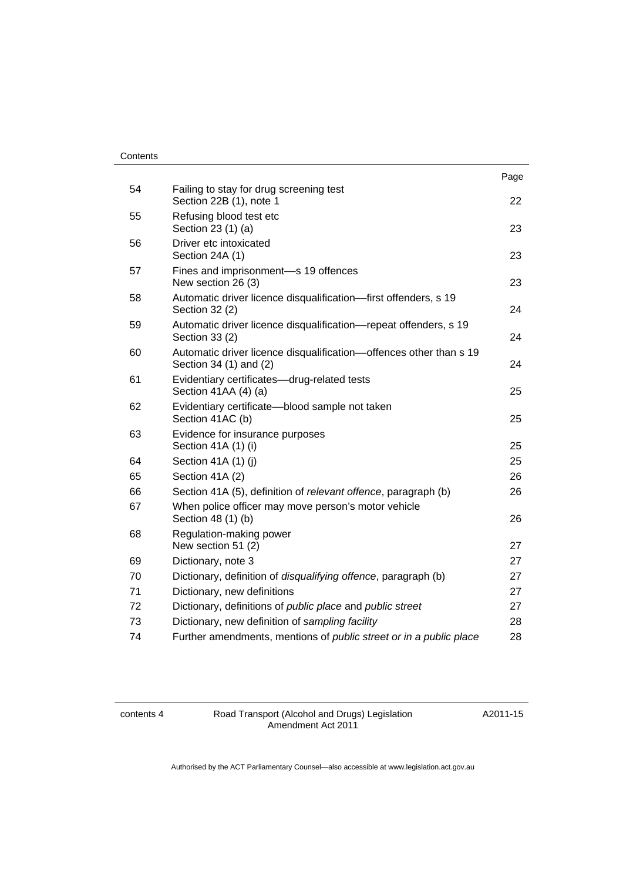| | | Page |
|---|---|---|
| 54 | Failing to stay for drug screening test<br>Section 22B (1), note 1 | 22 |
| 55 | Refusing blood test etc<br>Section 23 (1) (a) | 23 |
| 56 | Driver etc intoxicated<br>Section 24A (1) | 23 |
| 57 | Fines and imprisonment—s 19 offences<br>New section 26 (3) | 23 |
| 58 | Automatic driver licence disqualification—first offenders, s 19<br>Section 32 (2) | 24 |
| 59 | Automatic driver licence disqualification—repeat offenders, s 19<br>Section 33 (2) | 24 |
| 60 | Automatic driver licence disqualification—offences other than s 19<br>Section 34 (1) and (2) | 24 |
| 61 | Evidentiary certificates—drug-related tests<br>Section 41AA (4) (a) | 25 |
| 62 | Evidentiary certificate—blood sample not taken<br>Section 41AC (b) | 25 |
| 63 | Evidence for insurance purposes<br>Section 41A (1) (i) | 25 |
| 64 | Section 41A (1) (j) | 25 |
| 65 | Section 41A (2) | 26 |
| 66 | Section 41A (5), definition of *relevant offence*, paragraph (b) | 26 |
| 67 | When police officer may move person's motor vehicle<br>Section 48 (1) (b) | 26 |
| 68 | Regulation-making power<br>New section 51 (2) | 27 |
| 69 | Dictionary, note 3 | 27 |
| 70 | Dictionary, definition of *disqualifying offence*, paragraph (b) | 27 |
| 71 | Dictionary, new definitions | 27 |
| 72 | Dictionary, definitions of *public place* and *public street* | 27 |
| 73 | Dictionary, new definition of *sampling facility* | 28 |
| 74 | Further amendments, mentions of *public street or in a public place* | 28 |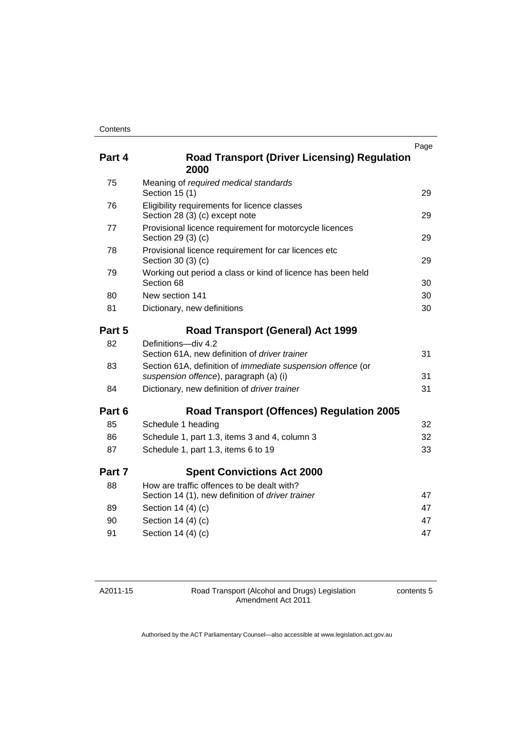Contents

| | | Page |
|---|---|---|
| **Part 4** | **Road Transport (Driver Licensing) Regulation 2000** | |
| 75 | Meaning of *required medical standards* Section 15 (1) | 29 |
| 76 | Eligibility requirements for licence classes Section 28 (3) (c) except note | 29 |
| 77 | Provisional licence requirement for motorcycle licences Section 29 (3) (c) | 29 |
| 78 | Provisional licence requirement for car licences etc Section 30 (3) (c) | 29 |
| 79 | Working out period a class or kind of licence has been held Section 68 | 30 |
| 80 | New section 141 | 30 |
| 81 | Dictionary, new definitions | 30 |
| **Part 5** | **Road Transport (General) Act 1999** | |
| 82 | Definitions—div 4.2 Section 61A, new definition of *driver trainer* | 31 |
| 83 | Section 61A, definition of *immediate suspension offence* (or *suspension offence*), paragraph (a) (i) | 31 |
| 84 | Dictionary, new definition of *driver trainer* | 31 |
| **Part 6** | **Road Transport (Offences) Regulation 2005** | |
| 85 | Schedule 1 heading | 32 |
| 86 | Schedule 1, part 1.3, items 3 and 4, column 3 | 32 |
| 87 | Schedule 1, part 1.3, items 6 to 19 | 33 |
| **Part 7** | **Spent Convictions Act 2000** | |
| 88 | How are traffic offences to be dealt with? Section 14 (1), new definition of *driver trainer* | 47 |
| 89 | Section 14 (4) (c) | 47 |
| 90 | Section 14 (4) (c) | 47 |
| 91 | Section 14 (4) (c) | 47 |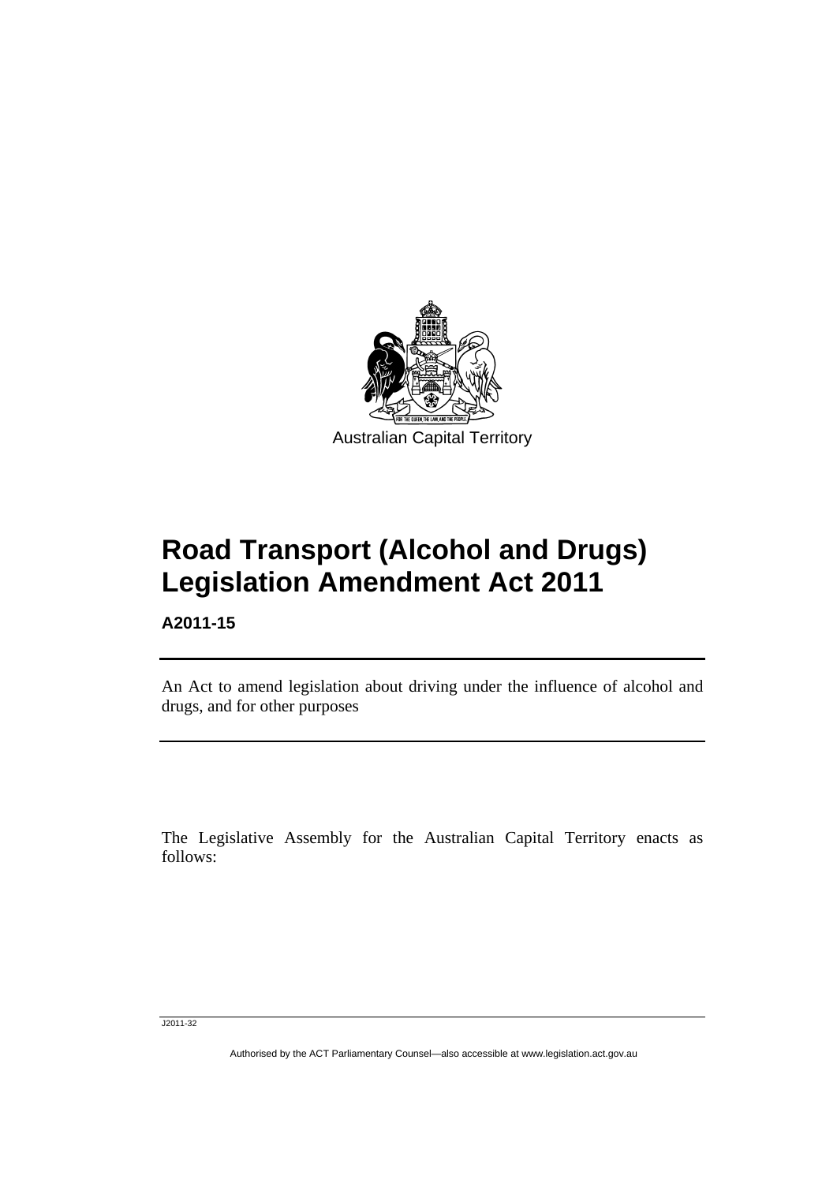Australian Capital Territory

# Road Transport (Alcohol and Drugs) Legislation Amendment Act 2011

**A2011-15**

An Act to amend legislation about driving under the influence of alcohol and drugs, and for other purposes

The Legislative Assembly for the Australian Capital Territory enacts as follows: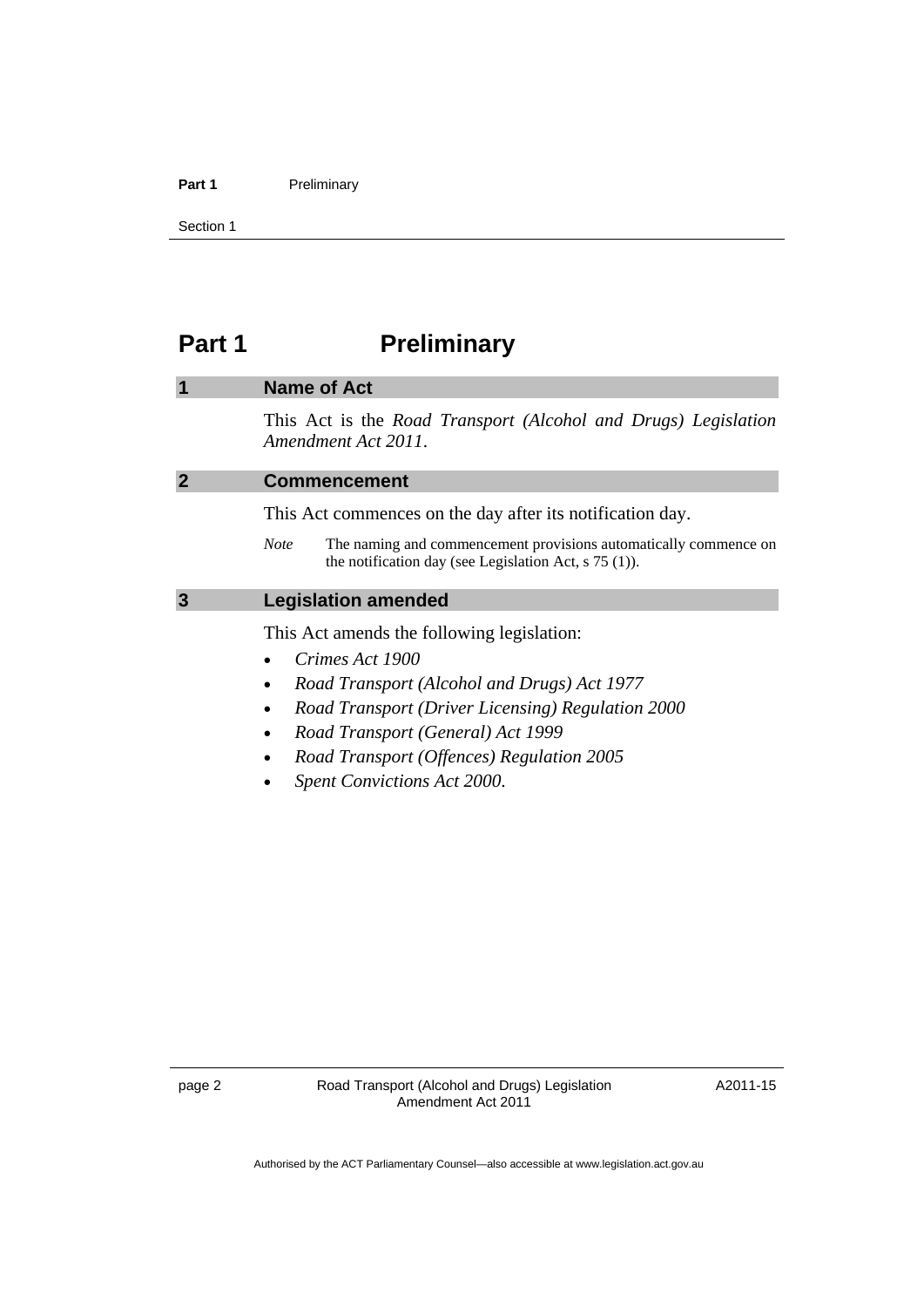# Part 1 Preliminary

## 1 Name of Act

This Act is the *Road Transport (Alcohol and Drugs) Legislation Amendment Act 2011*.

## 2 Commencement

This Act commences on the day after its notification day.

*Note* The naming and commencement provisions automatically commence on the notification day (see Legislation Act, s 75 (1)).

## 3 Legislation amended

This Act amends the following legislation:

- *Crimes Act 1900*
- *Road Transport (Alcohol and Drugs) Act 1977*
- *Road Transport (Driver Licensing) Regulation 2000*
- *Road Transport (General) Act 1999*
- *Road Transport (Offences) Regulation 2005*
- *Spent Convictions Act 2000*.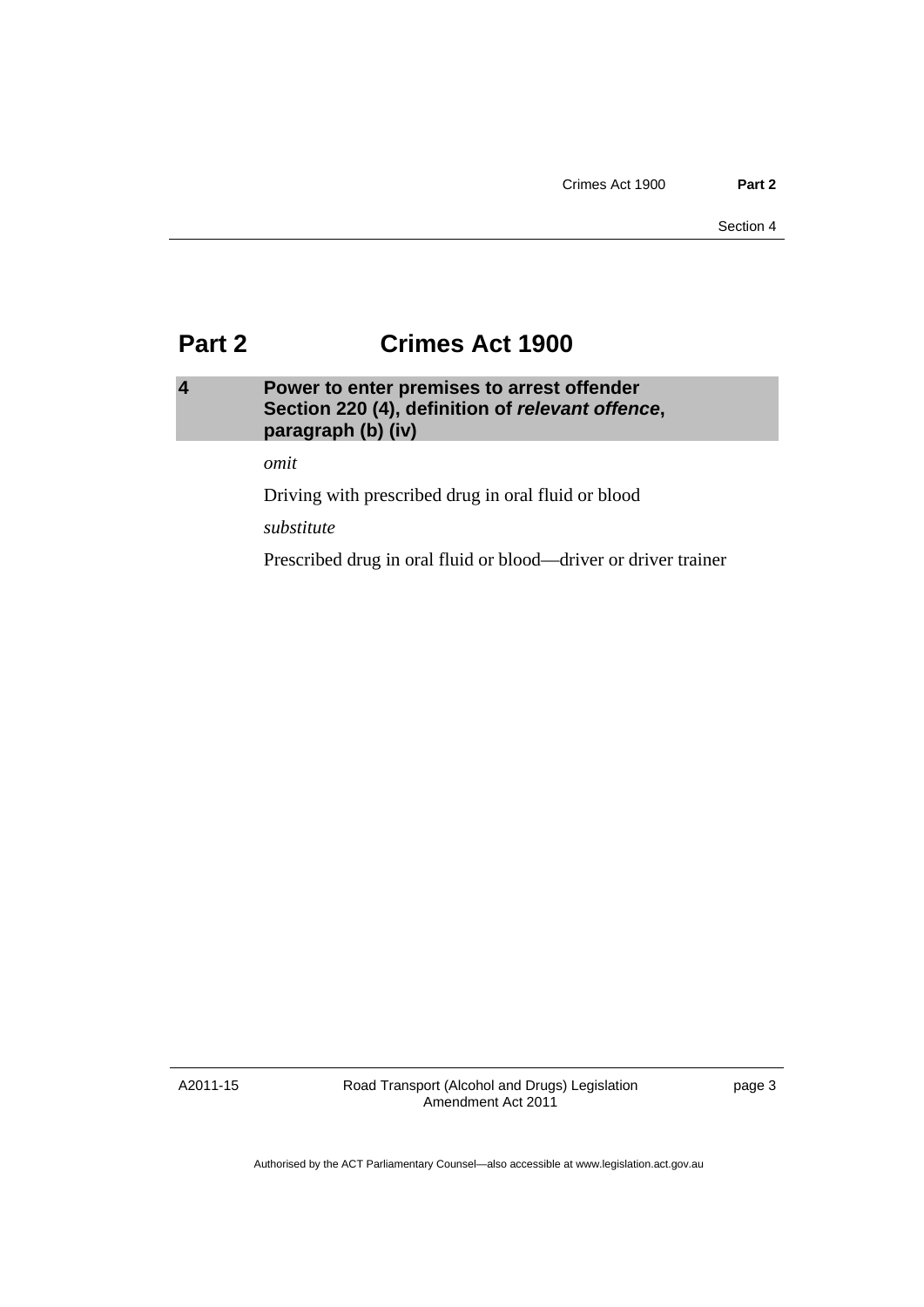# Part 2 Crimes Act 1900

## 4 Power to enter premises to arrest offender Section 220 (4), definition of ***relevant offence***, paragraph (b) (iv)

*omit*

Driving with prescribed drug in oral fluid or blood

*substitute*

Prescribed drug in oral fluid or blood—driver or driver trainer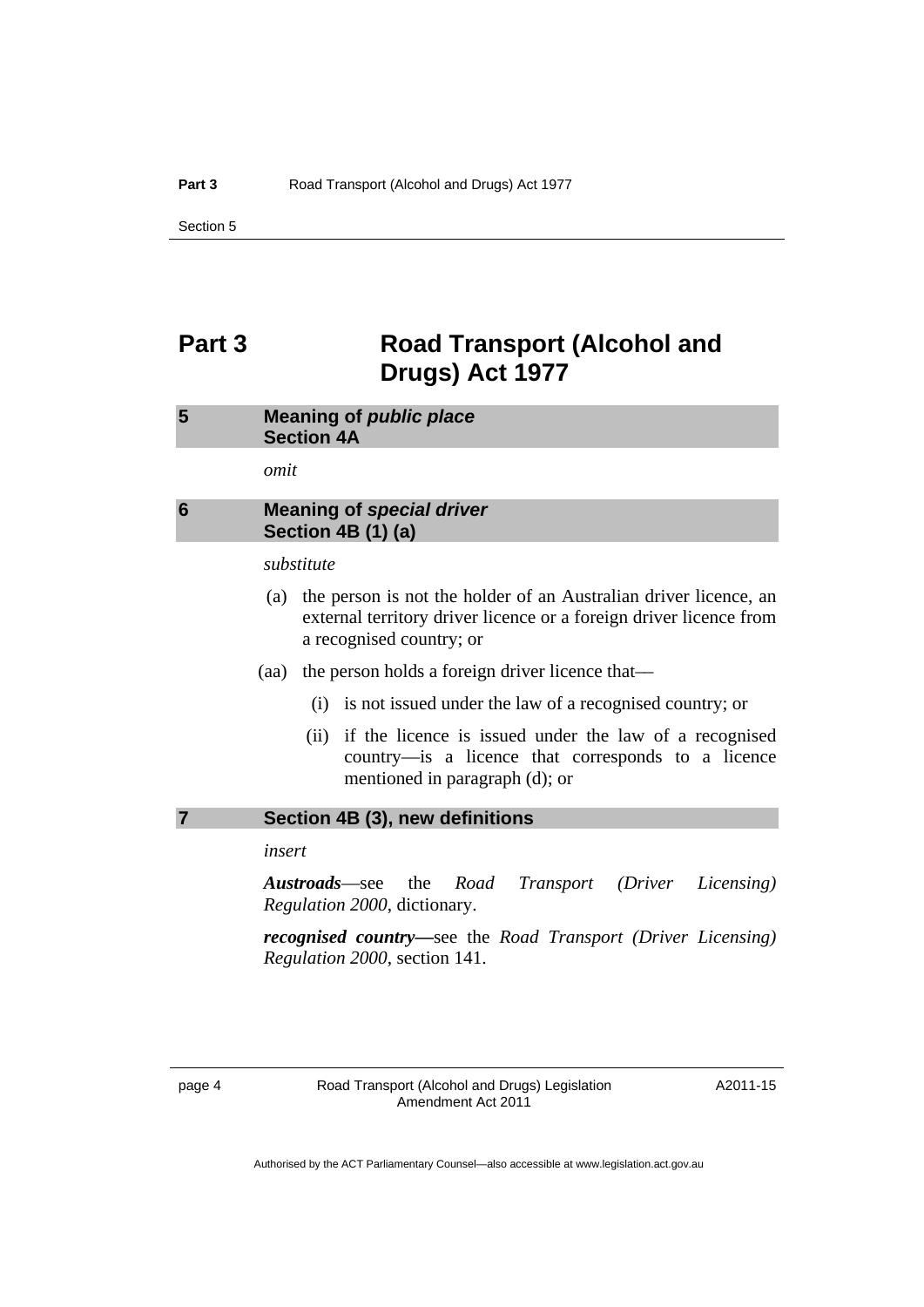# Part 3 Road Transport (Alcohol and Drugs) Act 1977

## 5 Meaning of *public place*
### Section 4A

*omit*

## 6 Meaning of *special driver*
### Section 4B (1) (a)

*substitute*

(a) the person is not the holder of an Australian driver licence, an external territory driver licence or a foreign driver licence from a recognised country; or

(aa) the person holds a foreign driver licence that—

(i) is not issued under the law of a recognised country; or

(ii) if the licence is issued under the law of a recognised country—is a licence that corresponds to a licence mentioned in paragraph (d); or

## 7 Section 4B (3), new definitions

*insert*

***Austroads***—see the *Road Transport (Driver Licensing) Regulation 2000*, dictionary.

***recognised country—***see the *Road Transport (Driver Licensing) Regulation 2000*, section 141.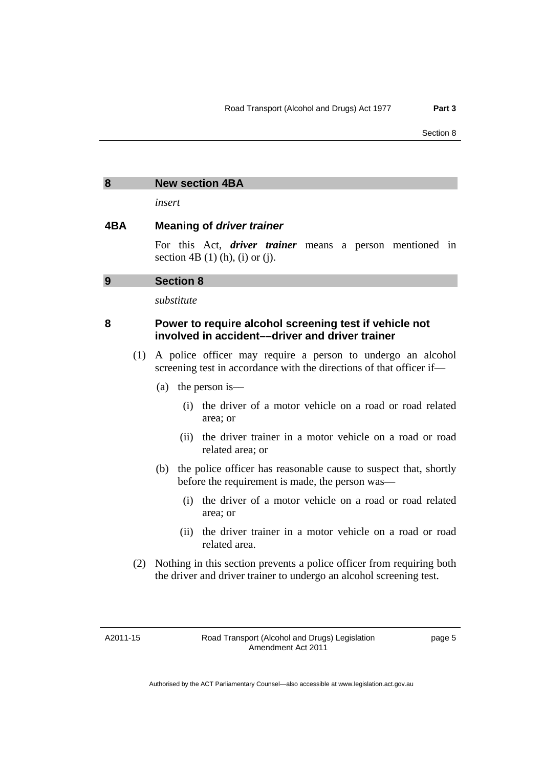## 8 New section 4BA

*insert*

### 4BA Meaning of *driver trainer*

For this Act, ***driver trainer*** means a person mentioned in section 4B (1) (h), (i) or (j).

## 9 Section 8

*substitute*

### 8 Power to require alcohol screening test if vehicle not involved in accident––driver and driver trainer

(1) A police officer may require a person to undergo an alcohol screening test in accordance with the directions of that officer if—

(a) the person is—

(i) the driver of a motor vehicle on a road or road related area; or

(ii) the driver trainer in a motor vehicle on a road or road related area; or

(b) the police officer has reasonable cause to suspect that, shortly before the requirement is made, the person was—

(i) the driver of a motor vehicle on a road or road related area; or

(ii) the driver trainer in a motor vehicle on a road or road related area.

(2) Nothing in this section prevents a police officer from requiring both the driver and driver trainer to undergo an alcohol screening test.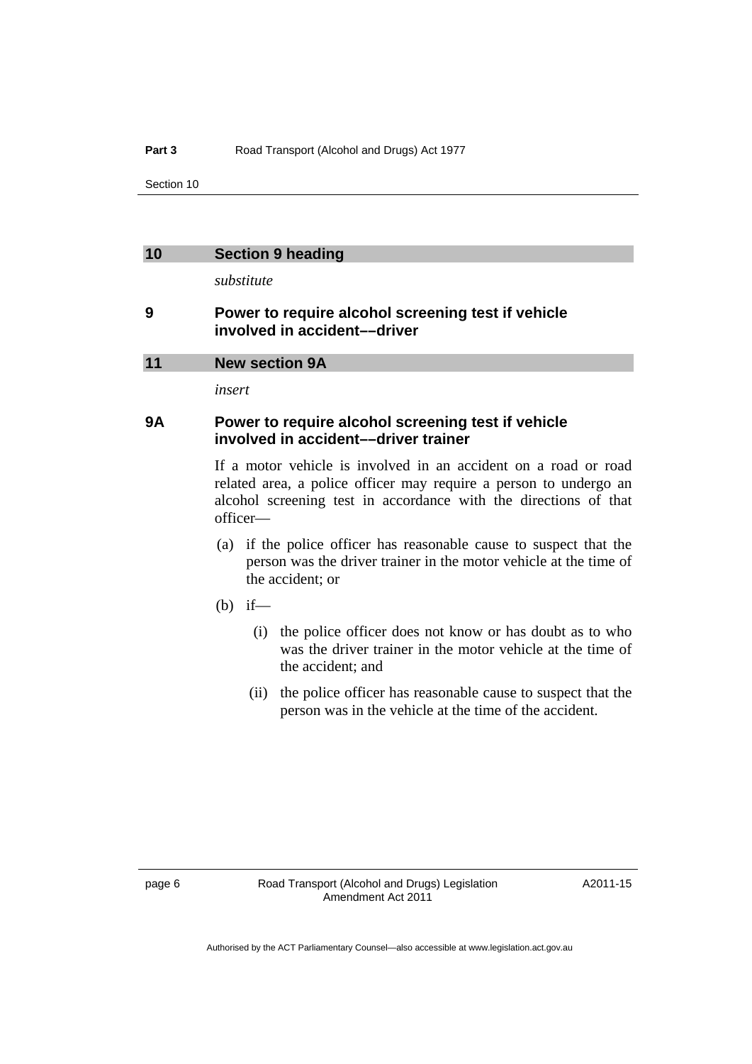## 10 Section 9 heading

*substitute*

### 9 Power to require alcohol screening test if vehicle involved in accident––driver

## 11 New section 9A

*insert*

### 9A Power to require alcohol screening test if vehicle involved in accident––driver trainer

If a motor vehicle is involved in an accident on a road or road related area, a police officer may require a person to undergo an alcohol screening test in accordance with the directions of that officer—

(a) if the police officer has reasonable cause to suspect that the person was the driver trainer in the motor vehicle at the time of the accident; or

(b) if—

  (i) the police officer does not know or has doubt as to who was the driver trainer in the motor vehicle at the time of the accident; and

  (ii) the police officer has reasonable cause to suspect that the person was in the vehicle at the time of the accident.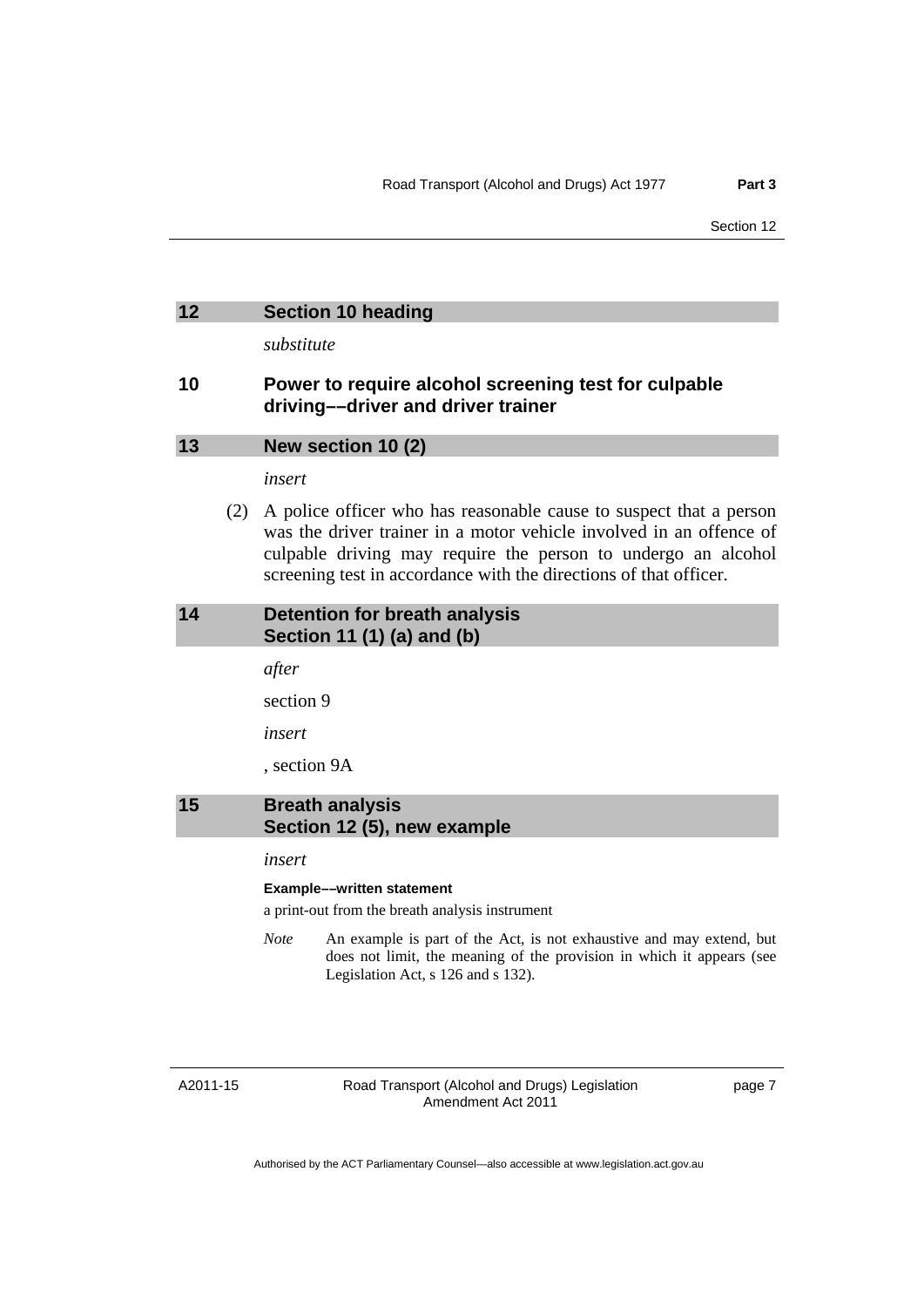## 12 Section 10 heading

*substitute*

## 10 Power to require alcohol screening test for culpable driving––driver and driver trainer

## 13 New section 10 (2)

*insert*

(2) A police officer who has reasonable cause to suspect that a person was the driver trainer in a motor vehicle involved in an offence of culpable driving may require the person to undergo an alcohol screening test in accordance with the directions of that officer.

## 14 Detention for breath analysis Section 11 (1) (a) and (b)

*after*

section 9

*insert*

, section 9A

## 15 Breath analysis Section 12 (5), new example

*insert*

**Example––written statement**

a print-out from the breath analysis instrument

*Note* An example is part of the Act, is not exhaustive and may extend, but does not limit, the meaning of the provision in which it appears (see Legislation Act, s 126 and s 132).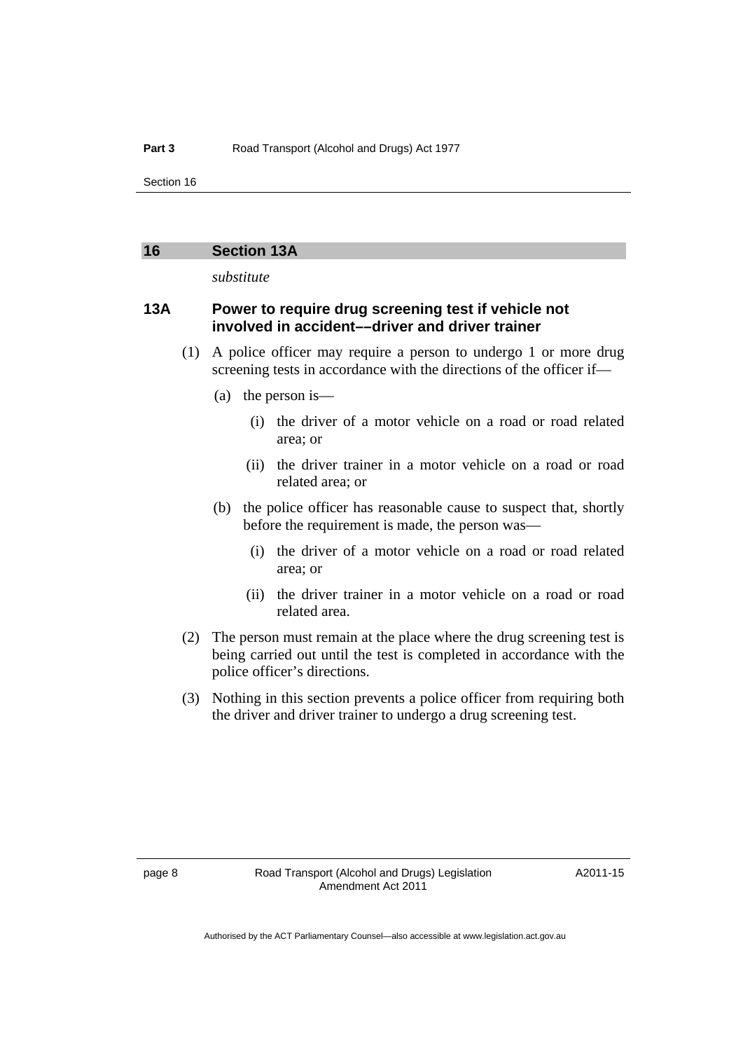## 16 Section 13A

*substitute*

### 13A Power to require drug screening test if vehicle not involved in accident––driver and driver trainer

(1) A police officer may require a person to undergo 1 or more drug screening tests in accordance with the directions of the officer if—

(a) the person is—

(i) the driver of a motor vehicle on a road or road related area; or

(ii) the driver trainer in a motor vehicle on a road or road related area; or

(b) the police officer has reasonable cause to suspect that, shortly before the requirement is made, the person was—

(i) the driver of a motor vehicle on a road or road related area; or

(ii) the driver trainer in a motor vehicle on a road or road related area.

(2) The person must remain at the place where the drug screening test is being carried out until the test is completed in accordance with the police officer's directions.

(3) Nothing in this section prevents a police officer from requiring both the driver and driver trainer to undergo a drug screening test.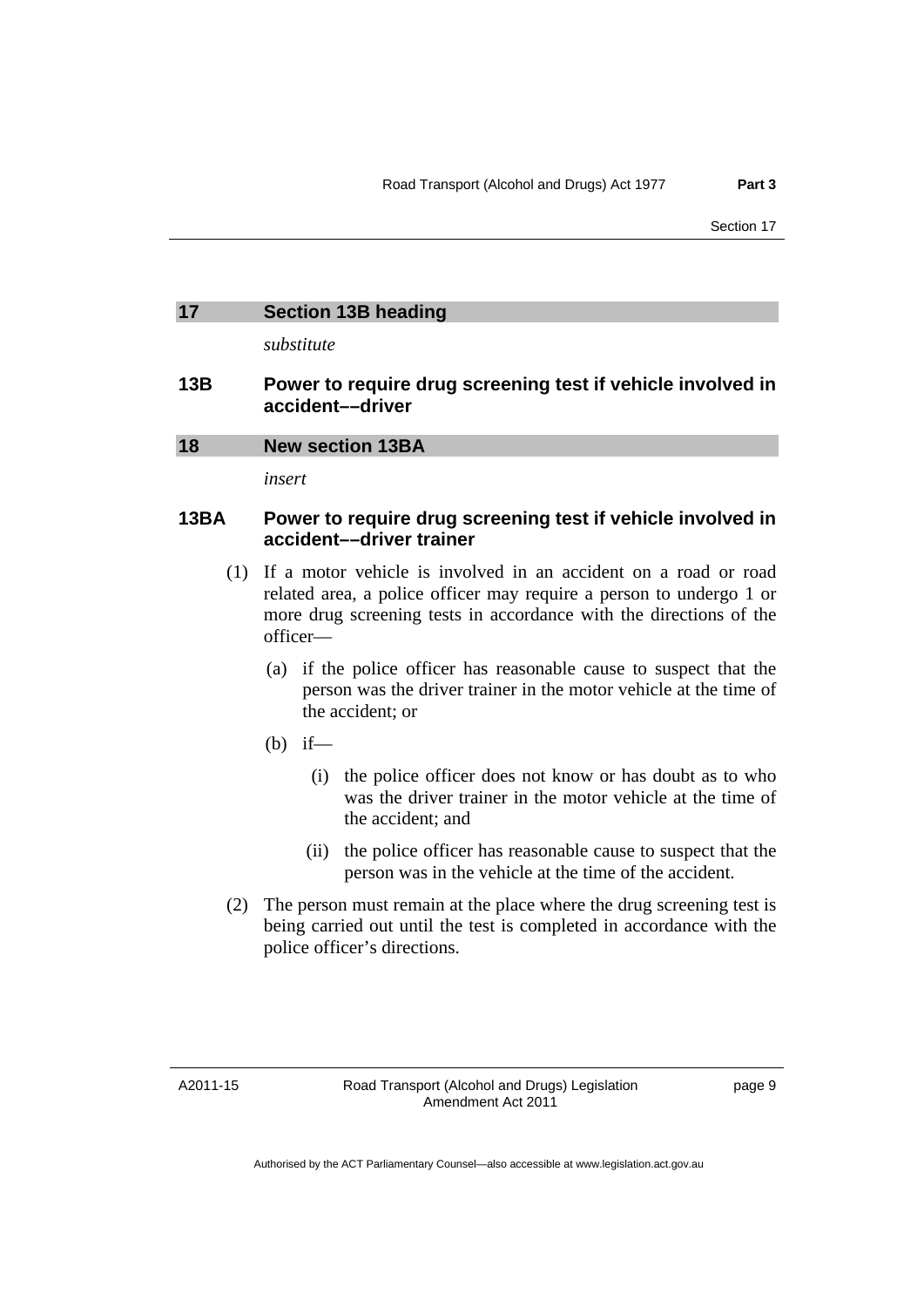## 17 Section 13B heading

*substitute*

### 13B Power to require drug screening test if vehicle involved in accident––driver

## 18 New section 13BA

*insert*

### 13BA Power to require drug screening test if vehicle involved in accident––driver trainer

(1) If a motor vehicle is involved in an accident on a road or road related area, a police officer may require a person to undergo 1 or more drug screening tests in accordance with the directions of the officer—

(a) if the police officer has reasonable cause to suspect that the person was the driver trainer in the motor vehicle at the time of the accident; or

(b) if—

(i) the police officer does not know or has doubt as to who was the driver trainer in the motor vehicle at the time of the accident; and

(ii) the police officer has reasonable cause to suspect that the person was in the vehicle at the time of the accident.

(2) The person must remain at the place where the drug screening test is being carried out until the test is completed in accordance with the police officer's directions.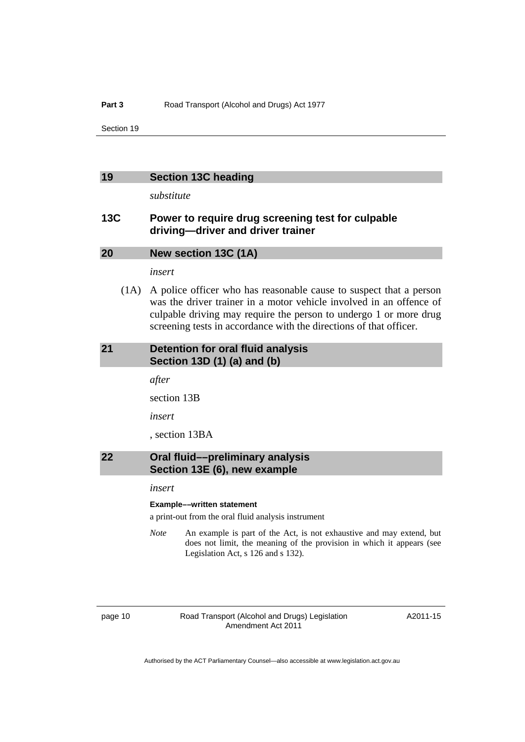## 19 Section 13C heading

*substitute*

### 13C Power to require drug screening test for culpable driving—driver and driver trainer

## 20 New section 13C (1A)

*insert*

(1A) A police officer who has reasonable cause to suspect that a person was the driver trainer in a motor vehicle involved in an offence of culpable driving may require the person to undergo 1 or more drug screening tests in accordance with the directions of that officer.

## 21 Detention for oral fluid analysis Section 13D (1) (a) and (b)

*after*

section 13B

*insert*

, section 13BA

## 22 Oral fluid––preliminary analysis Section 13E (6), new example

*insert*

**Example––written statement**

a print-out from the oral fluid analysis instrument

*Note* An example is part of the Act, is not exhaustive and may extend, but does not limit, the meaning of the provision in which it appears (see Legislation Act, s 126 and s 132).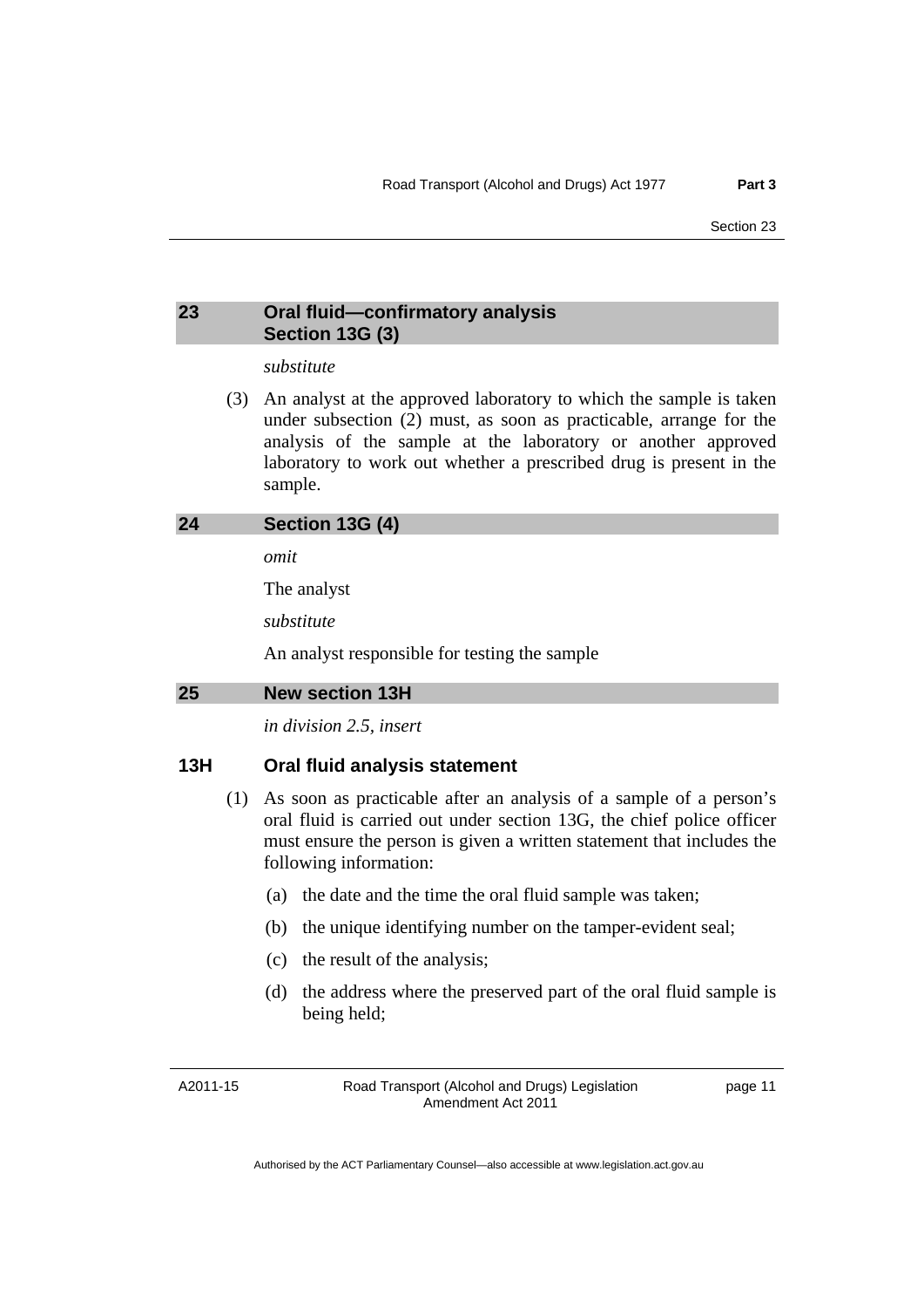## 23 Oral fluid—confirmatory analysis Section 13G (3)

*substitute*

(3) An analyst at the approved laboratory to which the sample is taken under subsection (2) must, as soon as practicable, arrange for the analysis of the sample at the laboratory or another approved laboratory to work out whether a prescribed drug is present in the sample.

## 24 Section 13G (4)

*omit*

The analyst

*substitute*

An analyst responsible for testing the sample

## 25 New section 13H

*in division 2.5, insert*

### 13H Oral fluid analysis statement

(1) As soon as practicable after an analysis of a sample of a person's oral fluid is carried out under section 13G, the chief police officer must ensure the person is given a written statement that includes the following information:

(a) the date and the time the oral fluid sample was taken;

(b) the unique identifying number on the tamper-evident seal;

(c) the result of the analysis;

(d) the address where the preserved part of the oral fluid sample is being held;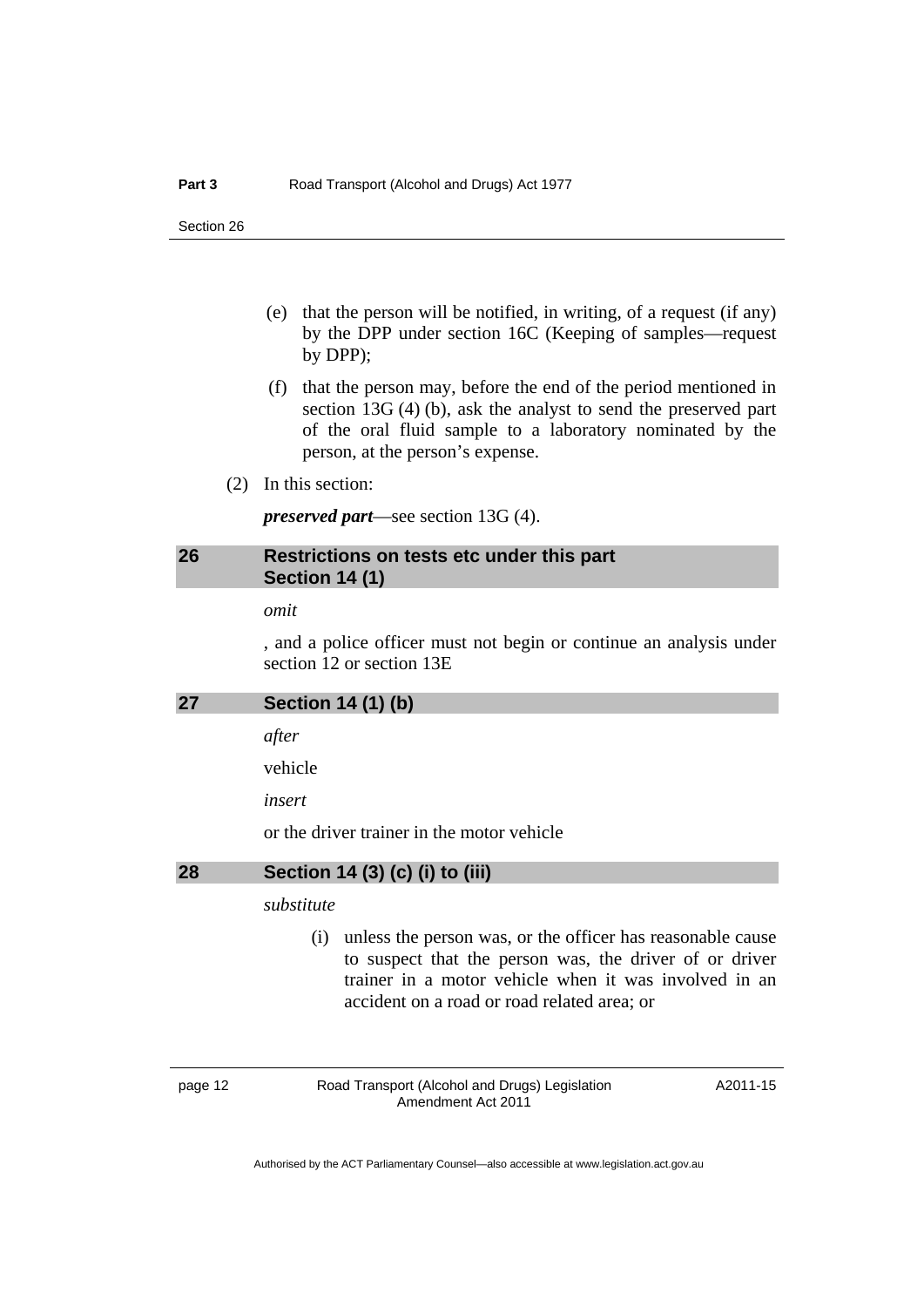(e) that the person will be notified, in writing, of a request (if any) by the DPP under section 16C (Keeping of samples—request by DPP);

(f) that the person may, before the end of the period mentioned in section 13G (4) (b), ask the analyst to send the preserved part of the oral fluid sample to a laboratory nominated by the person, at the person's expense.

(2) In this section:

***preserved part***—see section 13G (4).

## 26 Restrictions on tests etc under this part Section 14 (1)

*omit*

, and a police officer must not begin or continue an analysis under section 12 or section 13E

## 27 Section 14 (1) (b)

*after*

vehicle

*insert*

or the driver trainer in the motor vehicle

## 28 Section 14 (3) (c) (i) to (iii)

*substitute*

(i) unless the person was, or the officer has reasonable cause to suspect that the person was, the driver of or driver trainer in a motor vehicle when it was involved in an accident on a road or road related area; or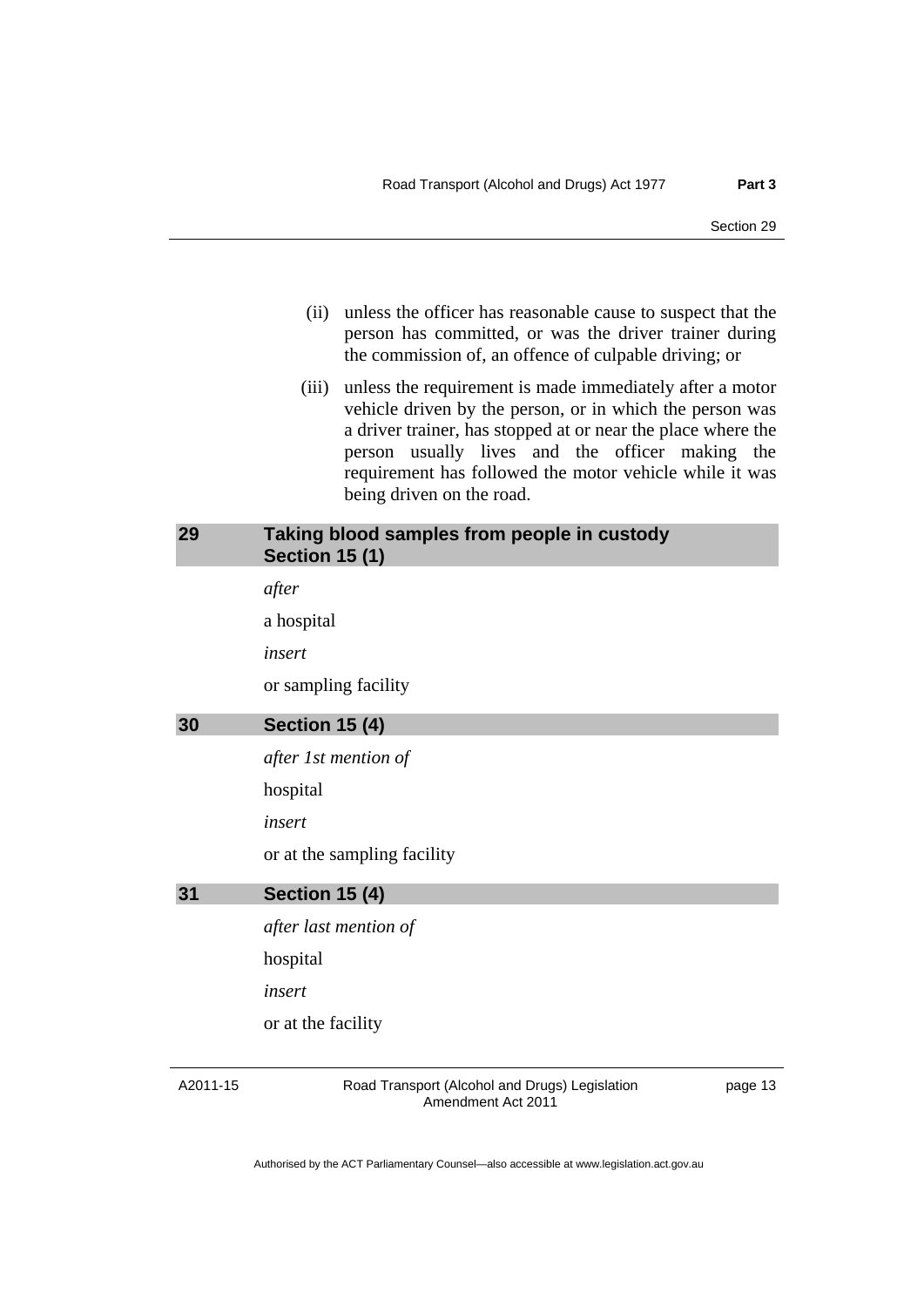(ii) unless the officer has reasonable cause to suspect that the person has committed, or was the driver trainer during the commission of, an offence of culpable driving; or

(iii) unless the requirement is made immediately after a motor vehicle driven by the person, or in which the person was a driver trainer, has stopped at or near the place where the person usually lives and the officer making the requirement has followed the motor vehicle while it was being driven on the road.

## 29 Taking blood samples from people in custody Section 15 (1)

*after*

a hospital

*insert*

or sampling facility

## 30 Section 15 (4)

*after 1st mention of*

hospital

*insert*

or at the sampling facility

## 31 Section 15 (4)

*after last mention of*

hospital

*insert*

or at the facility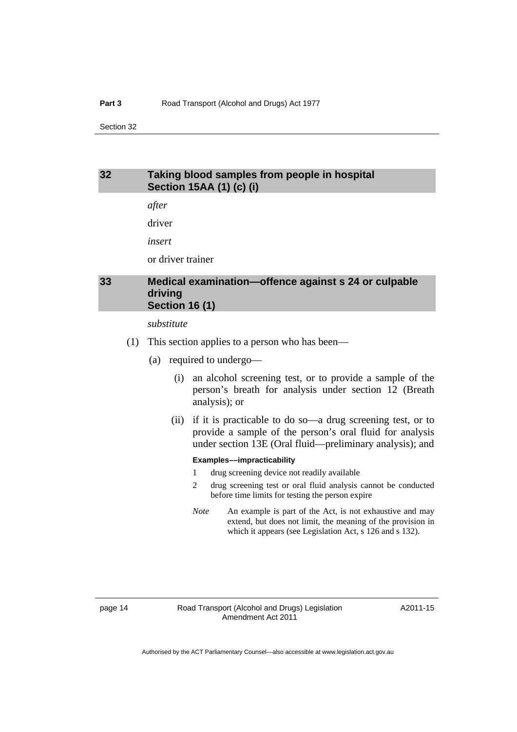## 32 Taking blood samples from people in hospital Section 15AA (1) (c) (i)

*after*

driver

*insert*

or driver trainer

## 33 Medical examination—offence against s 24 or culpable driving Section 16 (1)

*substitute*

(1) This section applies to a person who has been—

(a) required to undergo—

(i) an alcohol screening test, or to provide a sample of the person's breath for analysis under section 12 (Breath analysis); or

(ii) if it is practicable to do so—a drug screening test, or to provide a sample of the person's oral fluid for analysis under section 13E (Oral fluid—preliminary analysis); and

**Examples––impracticability**

1 drug screening device not readily available

2 drug screening test or oral fluid analysis cannot be conducted before time limits for testing the person expire

*Note* An example is part of the Act, is not exhaustive and may extend, but does not limit, the meaning of the provision in which it appears (see Legislation Act, s 126 and s 132).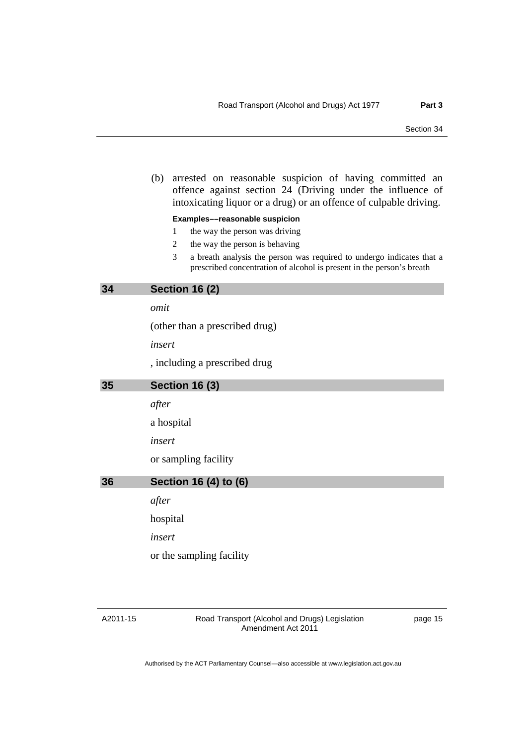(b) arrested on reasonable suspicion of having committed an offence against section 24 (Driving under the influence of intoxicating liquor or a drug) or an offence of culpable driving.

**Examples––reasonable suspicion**

1 the way the person was driving

2 the way the person is behaving

3 a breath analysis the person was required to undergo indicates that a prescribed concentration of alcohol is present in the person's breath

## 34 Section 16 (2)

*omit*

(other than a prescribed drug)

*insert*

, including a prescribed drug

## 35 Section 16 (3)

*after*

a hospital

*insert*

or sampling facility

## 36 Section 16 (4) to (6)

*after*

hospital

*insert*

or the sampling facility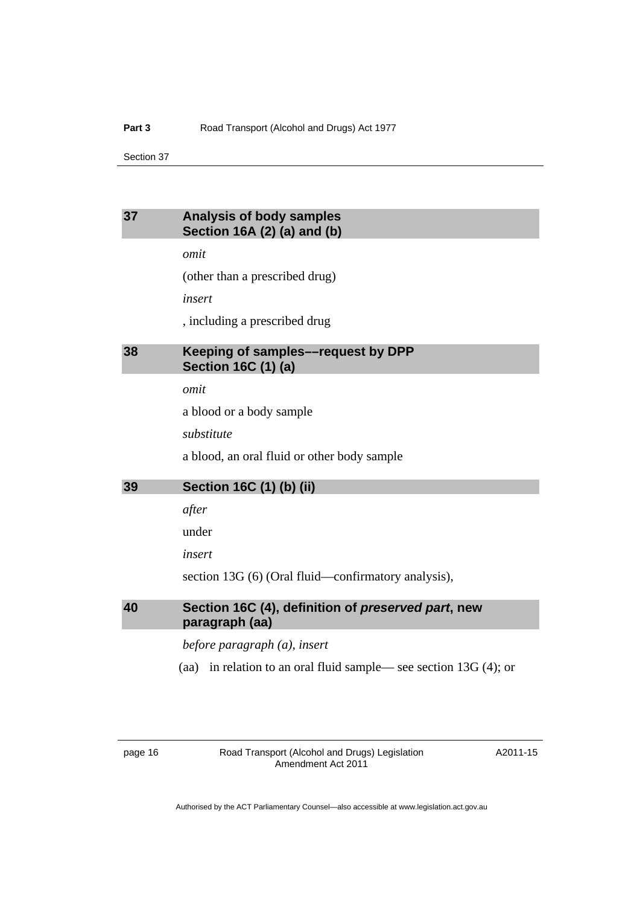## 37 Analysis of body samples Section 16A (2) (a) and (b)

*omit*

(other than a prescribed drug)

*insert*

, including a prescribed drug

## 38 Keeping of samples––request by DPP Section 16C (1) (a)

*omit*

a blood or a body sample

*substitute*

a blood, an oral fluid or other body sample

## 39 Section 16C (1) (b) (ii)

*after*

under

*insert*

section 13G (6) (Oral fluid—confirmatory analysis),

## 40 Section 16C (4), definition of *preserved part*, new paragraph (aa)

*before paragraph (a), insert*

(aa) in relation to an oral fluid sample— see section 13G (4); or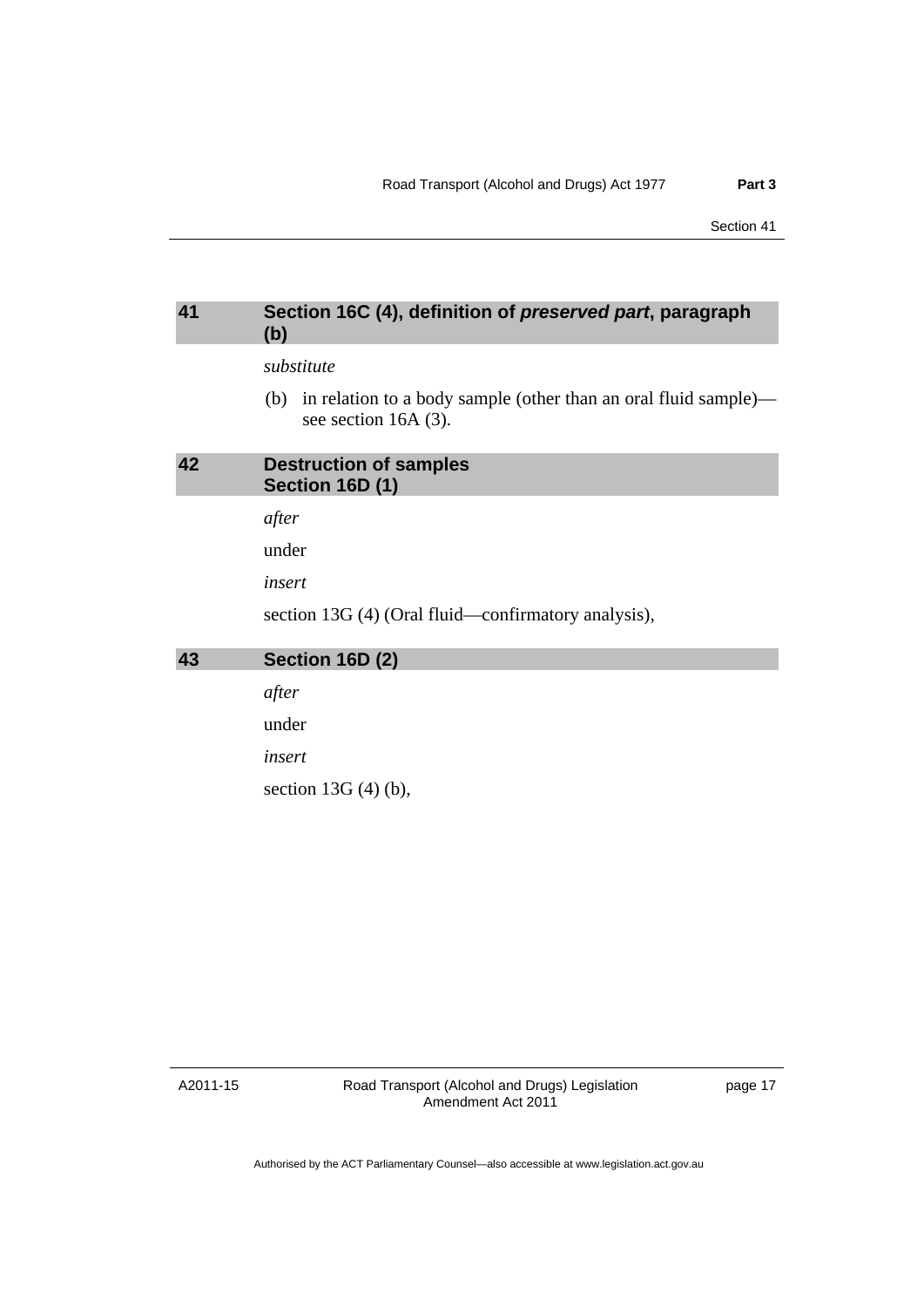## 41 Section 16C (4), definition of *preserved part*, paragraph (b)

*substitute*

(b) in relation to a body sample (other than an oral fluid sample)—see section 16A (3).

## 42 Destruction of samples Section 16D (1)

*after*

under

*insert*

section 13G (4) (Oral fluid—confirmatory analysis),

## 43 Section 16D (2)

*after*

under

*insert*

section 13G (4) (b),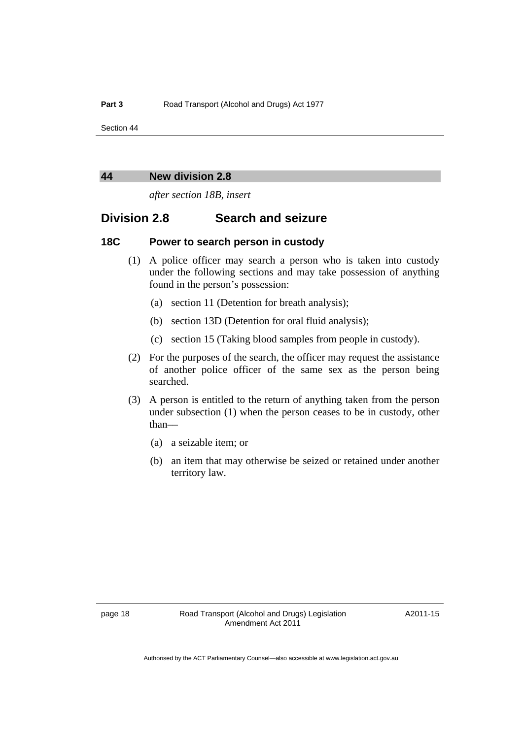## 44 New division 2.8

*after section 18B, insert*

## Division 2.8 Search and seizure

### 18C Power to search person in custody

(1) A police officer may search a person who is taken into custody under the following sections and may take possession of anything found in the person's possession:

- (a) section 11 (Detention for breath analysis);
- (b) section 13D (Detention for oral fluid analysis);
- (c) section 15 (Taking blood samples from people in custody).

(2) For the purposes of the search, the officer may request the assistance of another police officer of the same sex as the person being searched.

(3) A person is entitled to the return of anything taken from the person under subsection (1) when the person ceases to be in custody, other than—

- (a) a seizable item; or
- (b) an item that may otherwise be seized or retained under another territory law.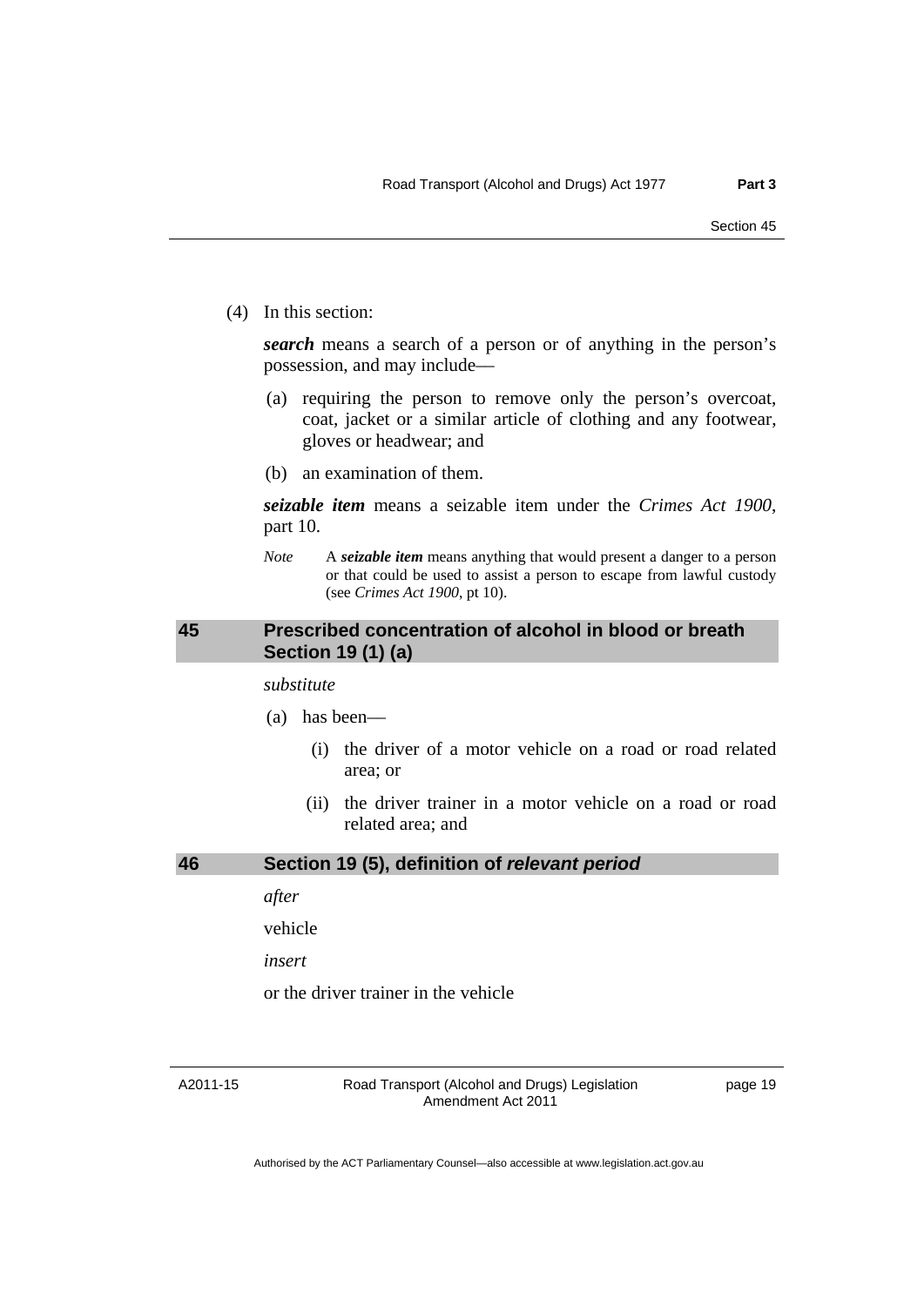(4) In this section:

***search*** means a search of a person or of anything in the person's possession, and may include—

(a) requiring the person to remove only the person's overcoat, coat, jacket or a similar article of clothing and any footwear, gloves or headwear; and

(b) an examination of them.

***seizable item*** means a seizable item under the *Crimes Act 1900*, part 10.

*Note* A ***seizable item*** means anything that would present a danger to a person or that could be used to assist a person to escape from lawful custody (see *Crimes Act 1900*, pt 10).

## 45 Prescribed concentration of alcohol in blood or breath Section 19 (1) (a)

*substitute*

(a) has been—

(i) the driver of a motor vehicle on a road or road related area; or

(ii) the driver trainer in a motor vehicle on a road or road related area; and

## 46 Section 19 (5), definition of *relevant period*

*after*

vehicle

*insert*

or the driver trainer in the vehicle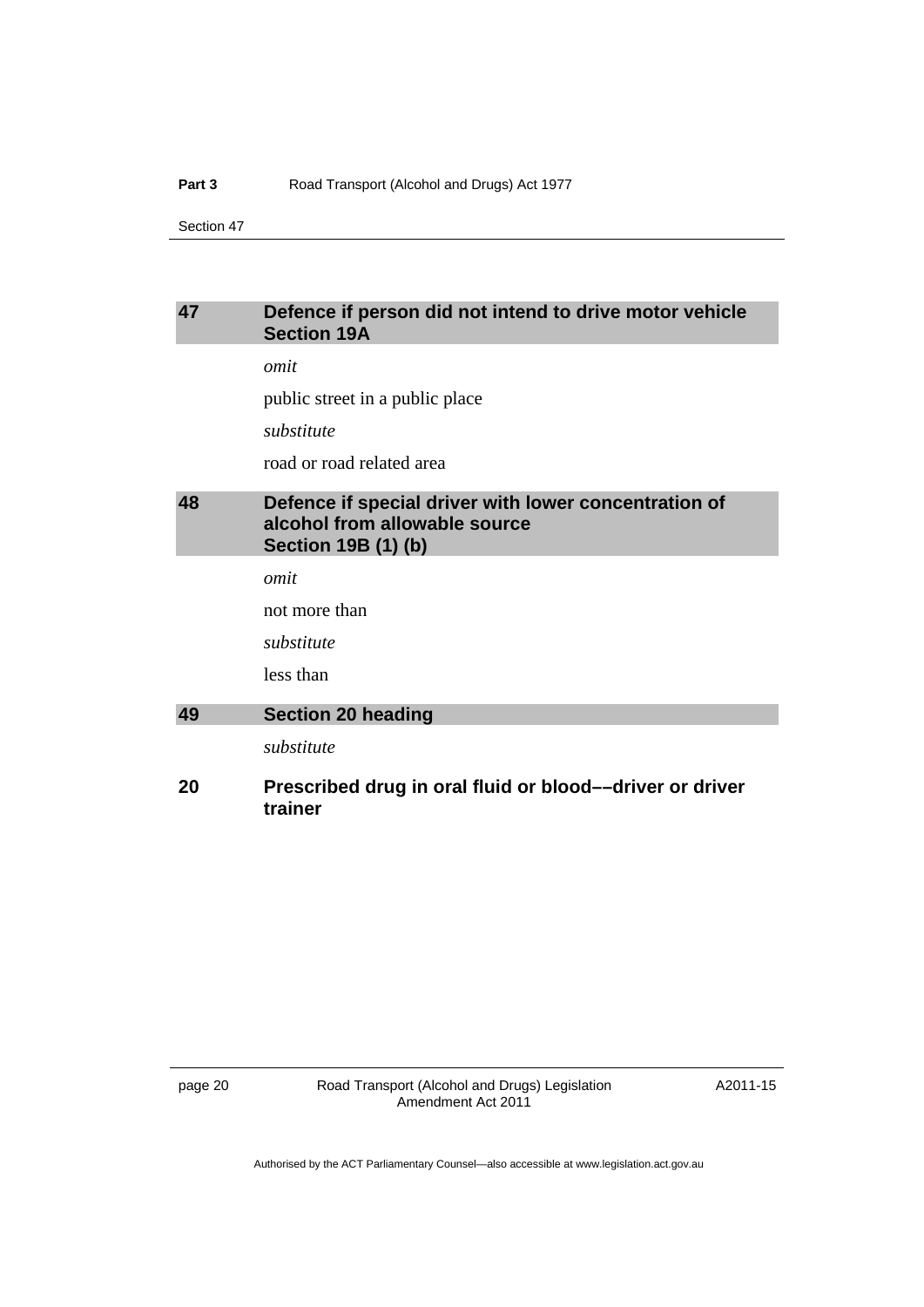## 47 Defence if person did not intend to drive motor vehicle Section 19A

*omit*

public street in a public place

*substitute*

road or road related area

## 48 Defence if special driver with lower concentration of alcohol from allowable source Section 19B (1) (b)

*omit*

not more than

*substitute*

less than

## 49 Section 20 heading

*substitute*

### 20 Prescribed drug in oral fluid or blood––driver or driver trainer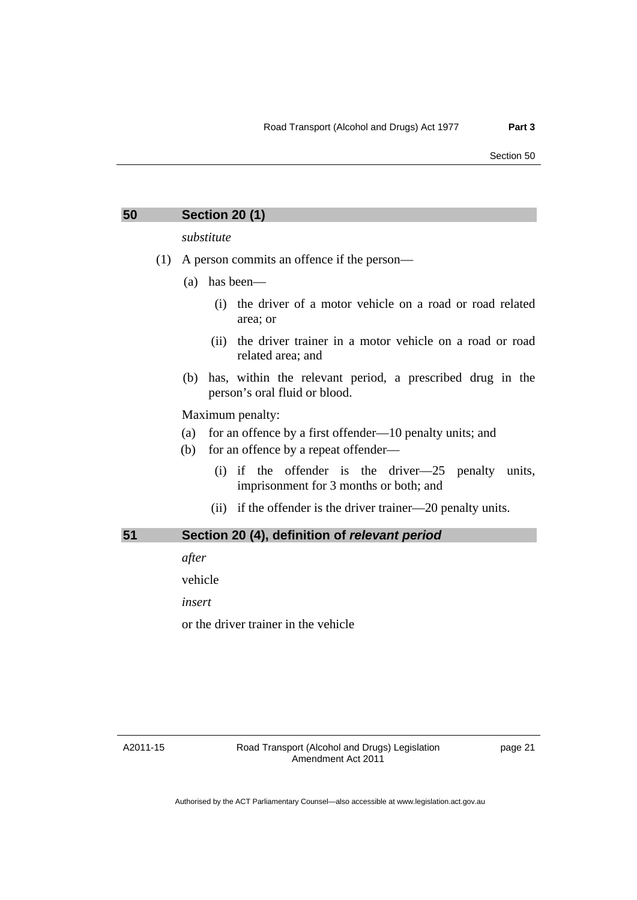## 50 Section 20 (1)

*substitute*

(1) A person commits an offence if the person—

(a) has been—

(i) the driver of a motor vehicle on a road or road related area; or

(ii) the driver trainer in a motor vehicle on a road or road related area; and

(b) has, within the relevant period, a prescribed drug in the person's oral fluid or blood.

Maximum penalty:

(a) for an offence by a first offender—10 penalty units; and

(b) for an offence by a repeat offender—

(i) if the offender is the driver—25 penalty units, imprisonment for 3 months or both; and

(ii) if the offender is the driver trainer—20 penalty units.

## 51 Section 20 (4), definition of *relevant period*

*after*

vehicle

*insert*

or the driver trainer in the vehicle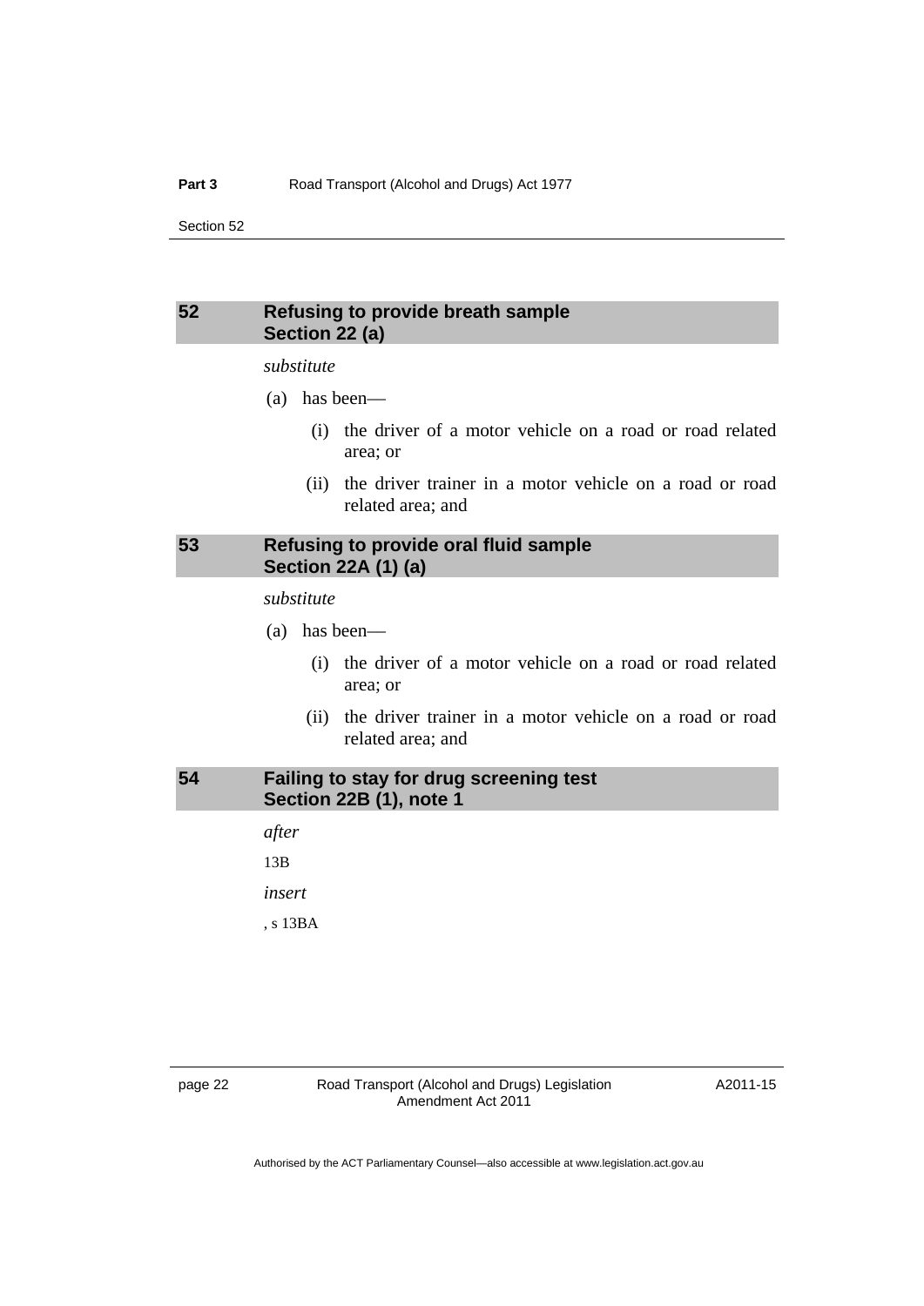## 52 Refusing to provide breath sample Section 22 (a)

*substitute*

(a) has been—

(i) the driver of a motor vehicle on a road or road related area; or

(ii) the driver trainer in a motor vehicle on a road or road related area; and

## 53 Refusing to provide oral fluid sample Section 22A (1) (a)

*substitute*

(a) has been—

(i) the driver of a motor vehicle on a road or road related area; or

(ii) the driver trainer in a motor vehicle on a road or road related area; and

## 54 Failing to stay for drug screening test Section 22B (1), note 1

*after*

13B

*insert*

, s 13BA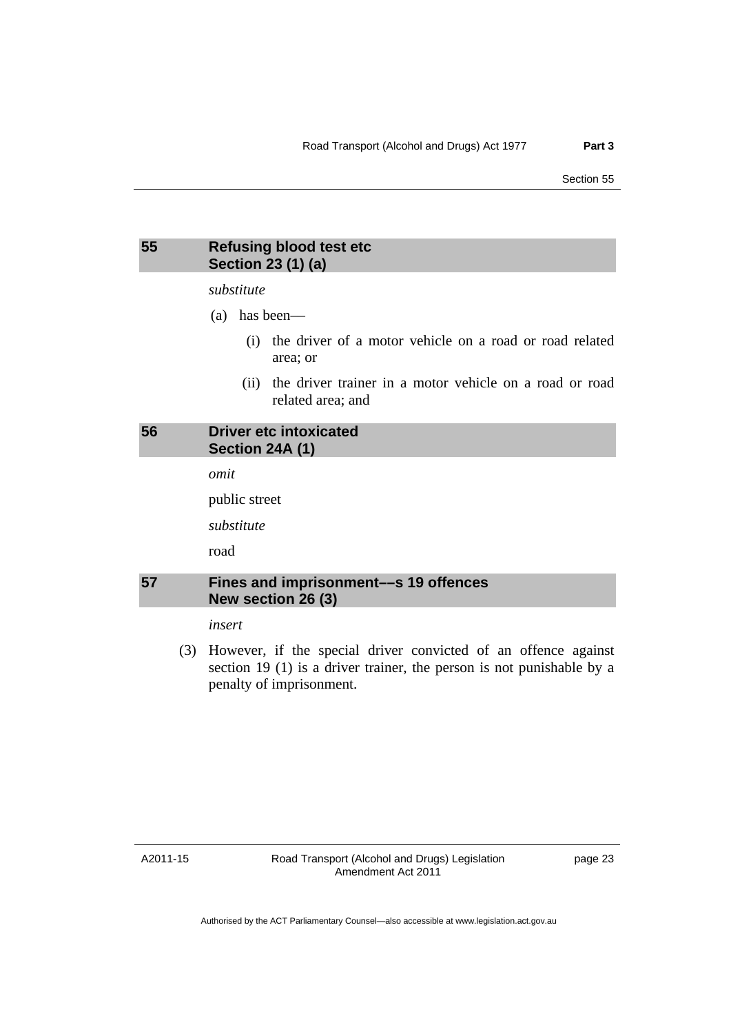## 55 Refusing blood test etc
## Section 23 (1) (a)

*substitute*

(a) has been—

(i) the driver of a motor vehicle on a road or road related area; or

(ii) the driver trainer in a motor vehicle on a road or road related area; and

## 56 Driver etc intoxicated
## Section 24A (1)

*omit*

public street

*substitute*

road

## 57 Fines and imprisonment––s 19 offences
## New section 26 (3)

*insert*

(3) However, if the special driver convicted of an offence against section 19 (1) is a driver trainer, the person is not punishable by a penalty of imprisonment.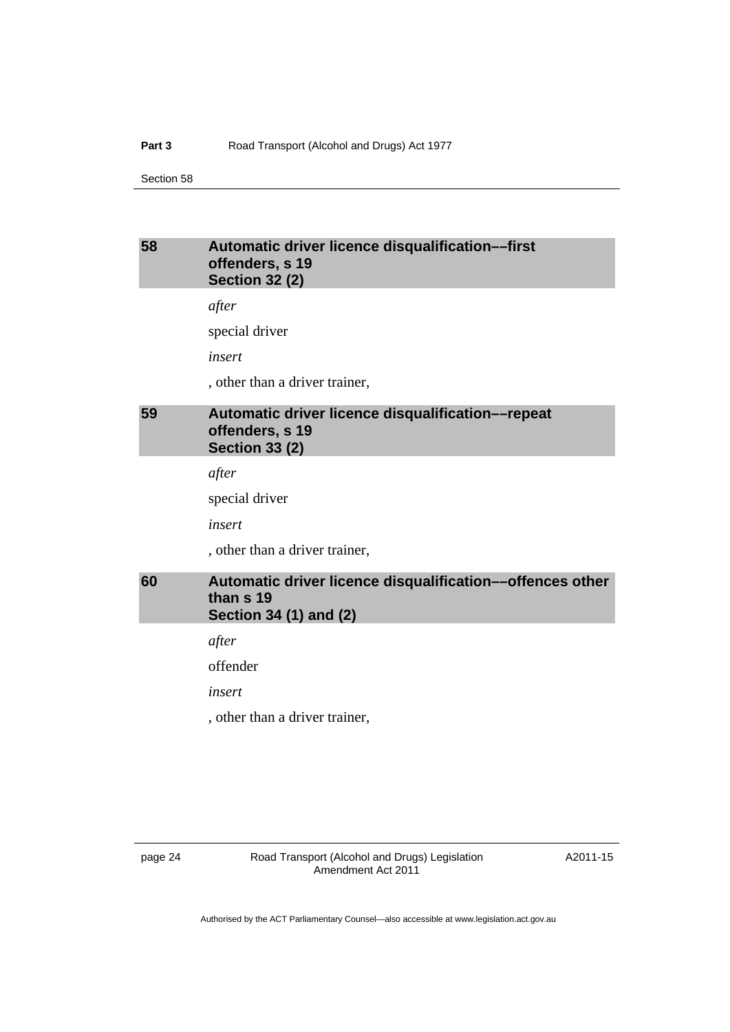## 58 Automatic driver licence disqualification––first offenders, s 19
## Section 32 (2)

*after*

special driver

*insert*

, other than a driver trainer,

## 59 Automatic driver licence disqualification––repeat offenders, s 19
## Section 33 (2)

*after*

special driver

*insert*

, other than a driver trainer,

## 60 Automatic driver licence disqualification––offences other than s 19
## Section 34 (1) and (2)

*after*

offender

*insert*

, other than a driver trainer,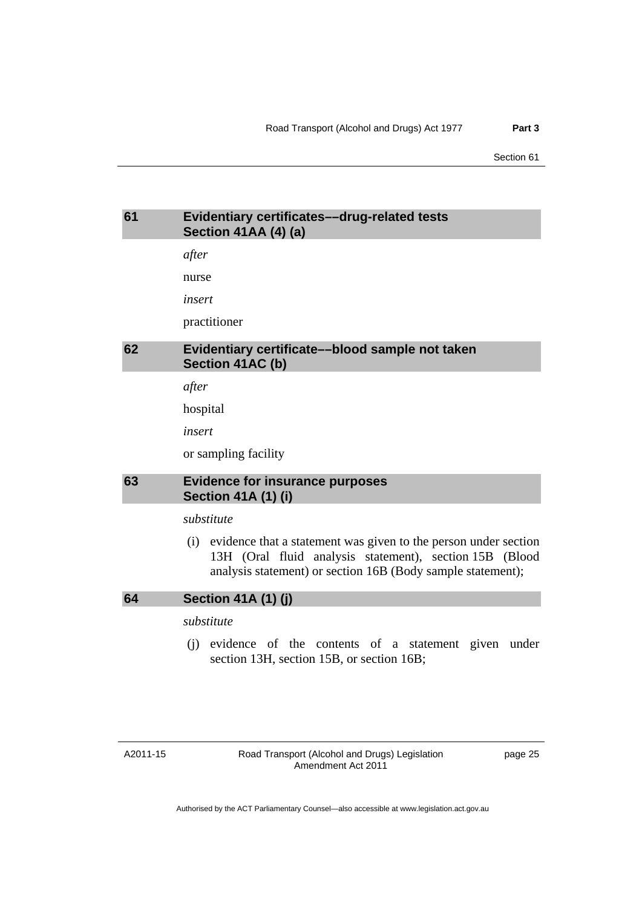## 61 Evidentiary certificates––drug-related tests
### Section 41AA (4) (a)

*after*

nurse

*insert*

practitioner

## 62 Evidentiary certificate––blood sample not taken
### Section 41AC (b)

*after*

hospital

*insert*

or sampling facility

## 63 Evidence for insurance purposes
### Section 41A (1) (i)

*substitute*

(i) evidence that a statement was given to the person under section 13H (Oral fluid analysis statement), section 15B (Blood analysis statement) or section 16B (Body sample statement);

## 64 Section 41A (1) (j)

*substitute*

(j) evidence of the contents of a statement given under section 13H, section 15B, or section 16B;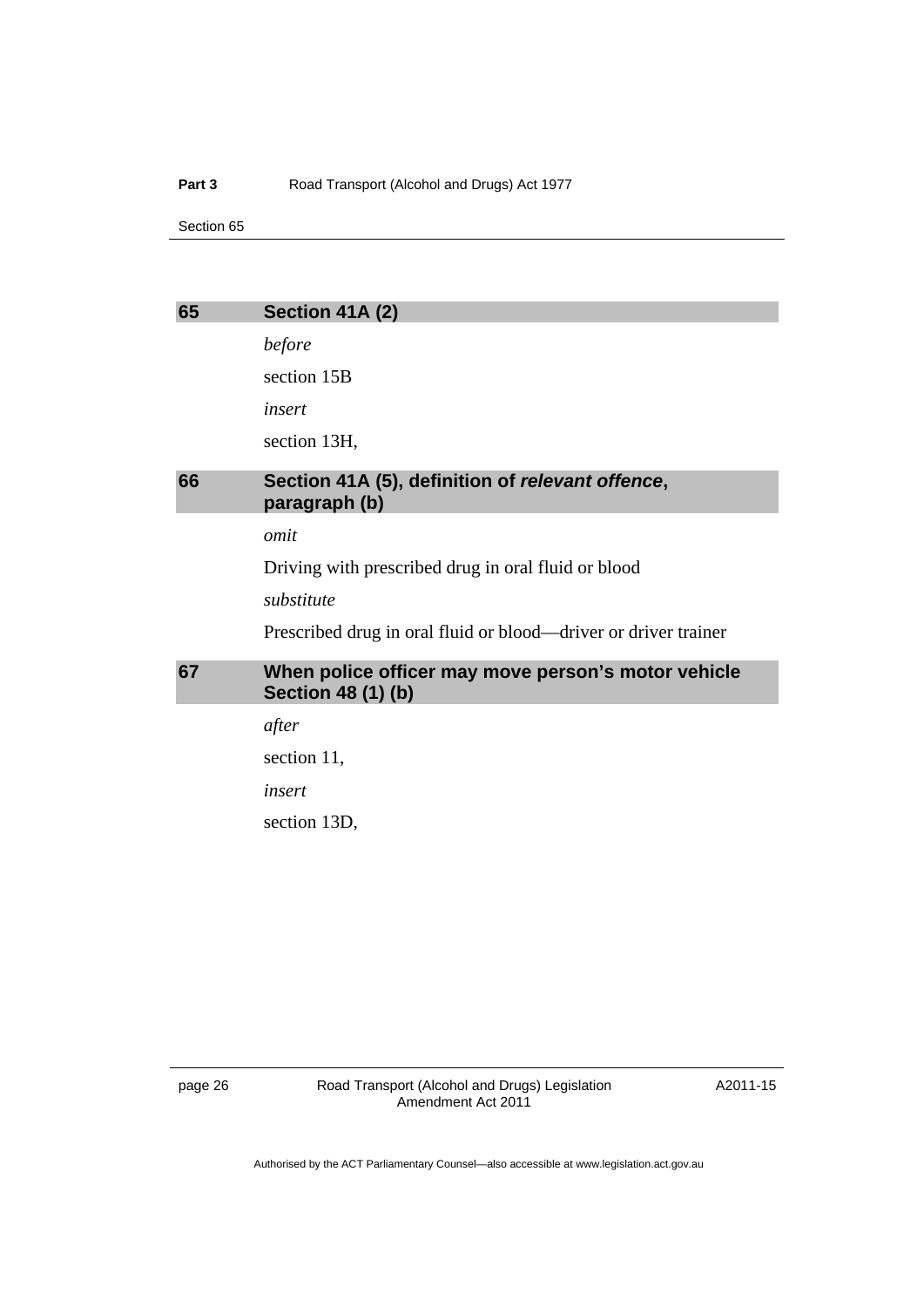## 65 Section 41A (2)

*before*

section 15B

*insert*

section 13H,

## 66 Section 41A (5), definition of ***relevant offence***, paragraph (b)

*omit*

Driving with prescribed drug in oral fluid or blood

*substitute*

Prescribed drug in oral fluid or blood—driver or driver trainer

## 67 When police officer may move person's motor vehicle Section 48 (1) (b)

*after*

section 11,

*insert*

section 13D,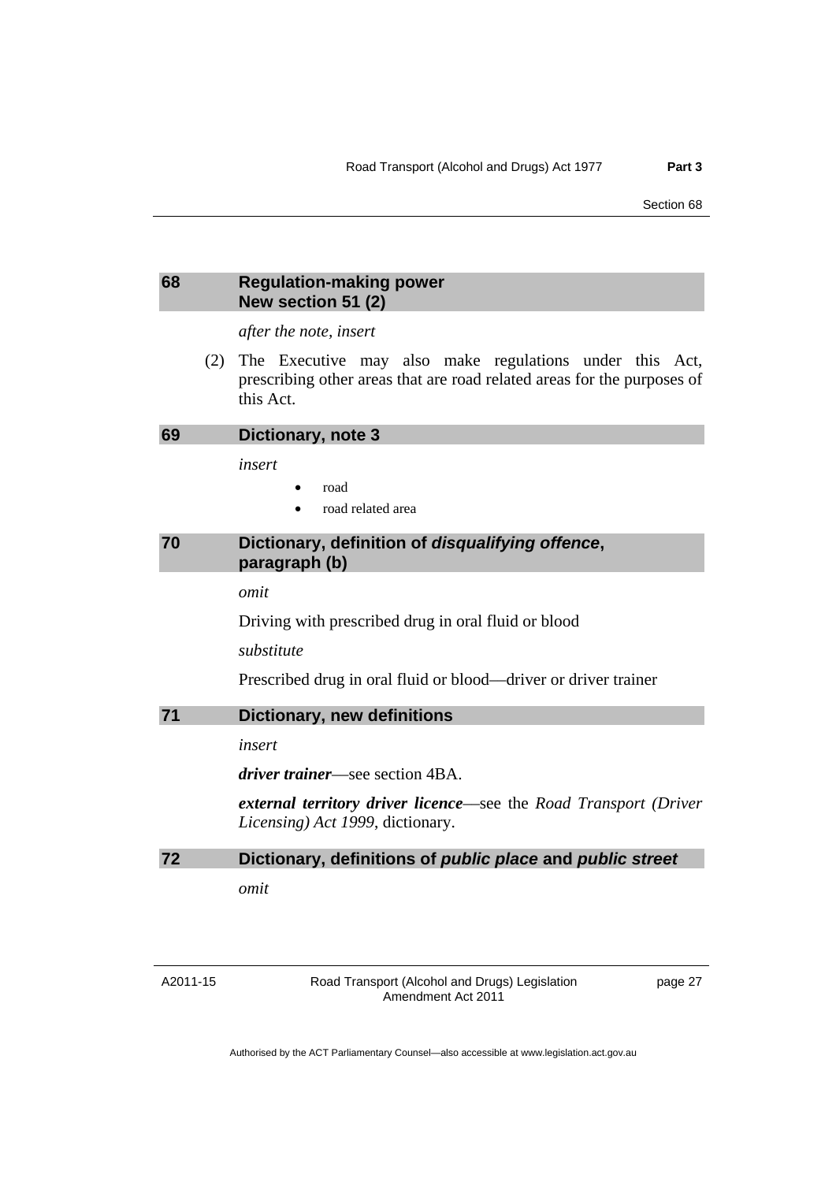## 68 Regulation-making power New section 51 (2)

*after the note, insert*

(2) The Executive may also make regulations under this Act, prescribing other areas that are road related areas for the purposes of this Act.

## 69 Dictionary, note 3

*insert*

- road
- road related area

## 70 Dictionary, definition of *disqualifying offence*, paragraph (b)

*omit*

Driving with prescribed drug in oral fluid or blood

*substitute*

Prescribed drug in oral fluid or blood—driver or driver trainer

## 71 Dictionary, new definitions

*insert*

***driver trainer***—see section 4BA.

***external territory driver licence***—see the *Road Transport (Driver Licensing) Act 1999*, dictionary.

## 72 Dictionary, definitions of *public place* and *public street*

*omit*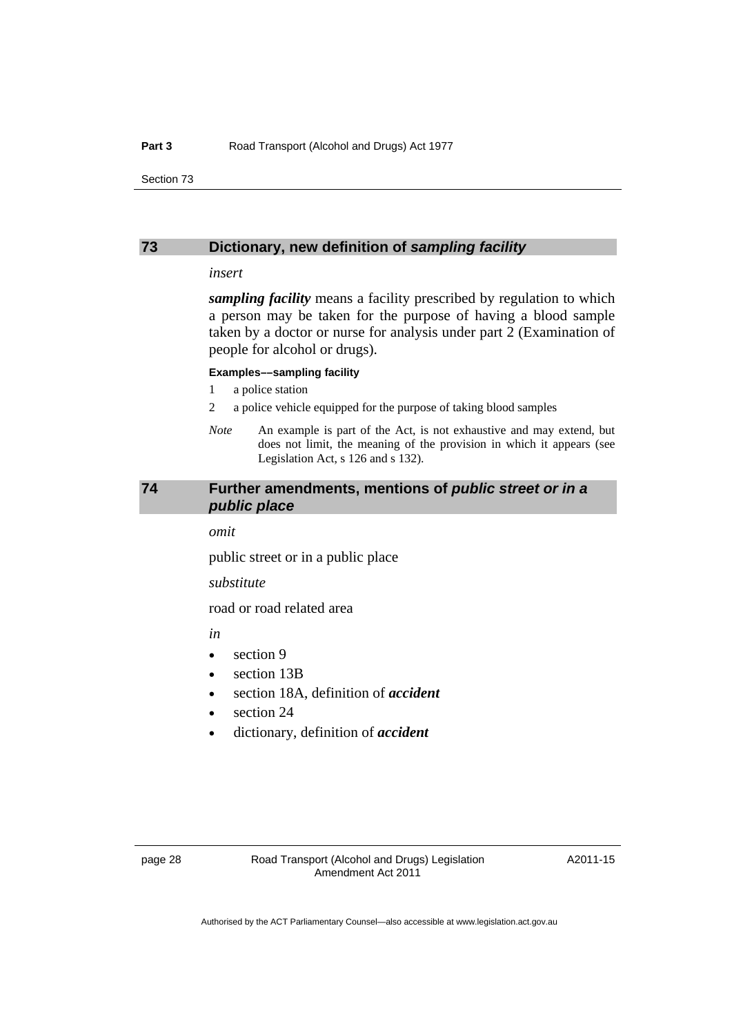## 73 Dictionary, new definition of *sampling facility*

*insert*

***sampling facility*** means a facility prescribed by regulation to which a person may be taken for the purpose of having a blood sample taken by a doctor or nurse for analysis under part 2 (Examination of people for alcohol or drugs).

**Examples––sampling facility**

1 a police station

2 a police vehicle equipped for the purpose of taking blood samples

*Note* An example is part of the Act, is not exhaustive and may extend, but does not limit, the meaning of the provision in which it appears (see Legislation Act, s 126 and s 132).

## 74 Further amendments, mentions of *public street or in a public place*

*omit*

public street or in a public place

*substitute*

road or road related area

*in*

- section 9
- section 13B
- section 18A, definition of ***accident***
- section 24
- dictionary, definition of ***accident***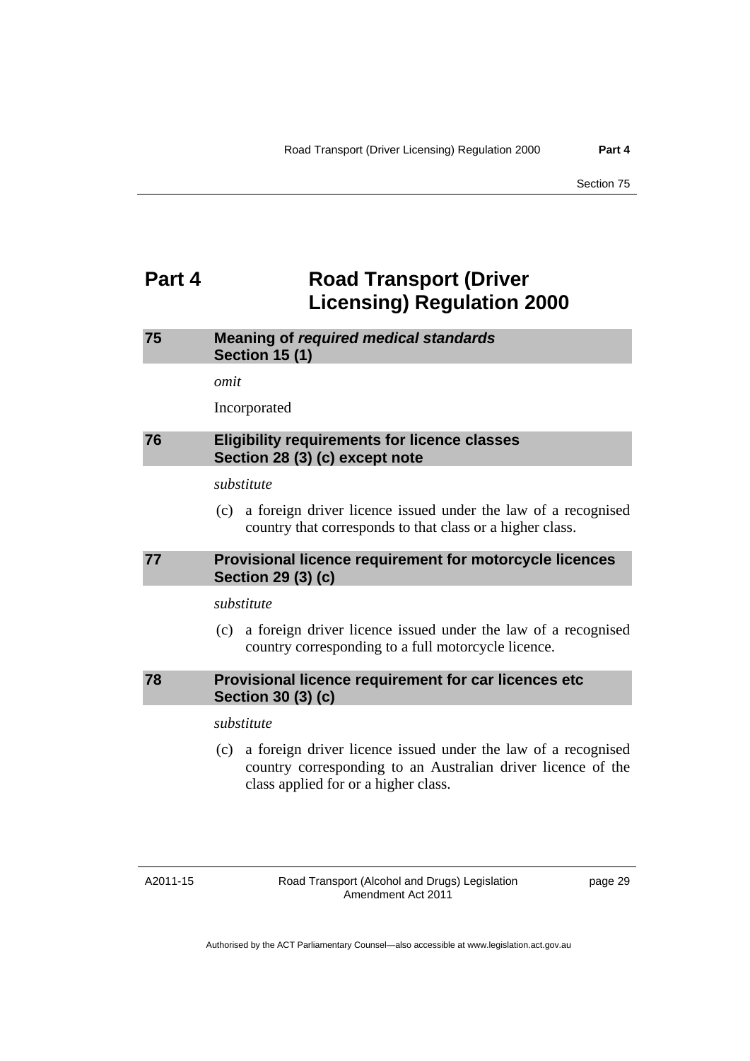# Part 4 Road Transport (Driver Licensing) Regulation 2000

## 75 Meaning of *required medical standards* Section 15 (1)

*omit*

Incorporated

## 76 Eligibility requirements for licence classes Section 28 (3) (c) except note

*substitute*

(c) a foreign driver licence issued under the law of a recognised country that corresponds to that class or a higher class.

## 77 Provisional licence requirement for motorcycle licences Section 29 (3) (c)

*substitute*

(c) a foreign driver licence issued under the law of a recognised country corresponding to a full motorcycle licence.

## 78 Provisional licence requirement for car licences etc Section 30 (3) (c)

*substitute*

(c) a foreign driver licence issued under the law of a recognised country corresponding to an Australian driver licence of the class applied for or a higher class.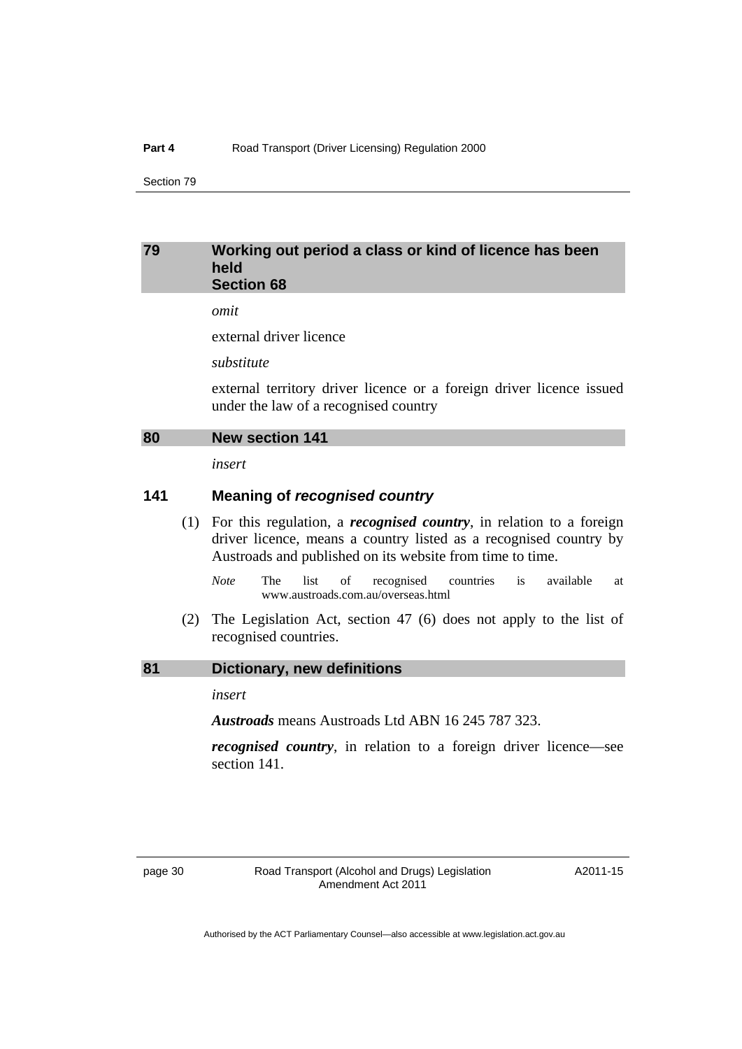## 79 Working out period a class or kind of licence has been held Section 68

*omit*

external driver licence

*substitute*

external territory driver licence or a foreign driver licence issued under the law of a recognised country

## 80 New section 141

*insert*

### 141 Meaning of *recognised country*

(1) For this regulation, a ***recognised country***, in relation to a foreign driver licence, means a country listed as a recognised country by Austroads and published on its website from time to time.

*Note* The list of recognised countries is available at www.austroads.com.au/overseas.html

(2) The Legislation Act, section 47 (6) does not apply to the list of recognised countries.

## 81 Dictionary, new definitions

*insert*

***Austroads*** means Austroads Ltd ABN 16 245 787 323.

***recognised country***, in relation to a foreign driver licence—see section 141.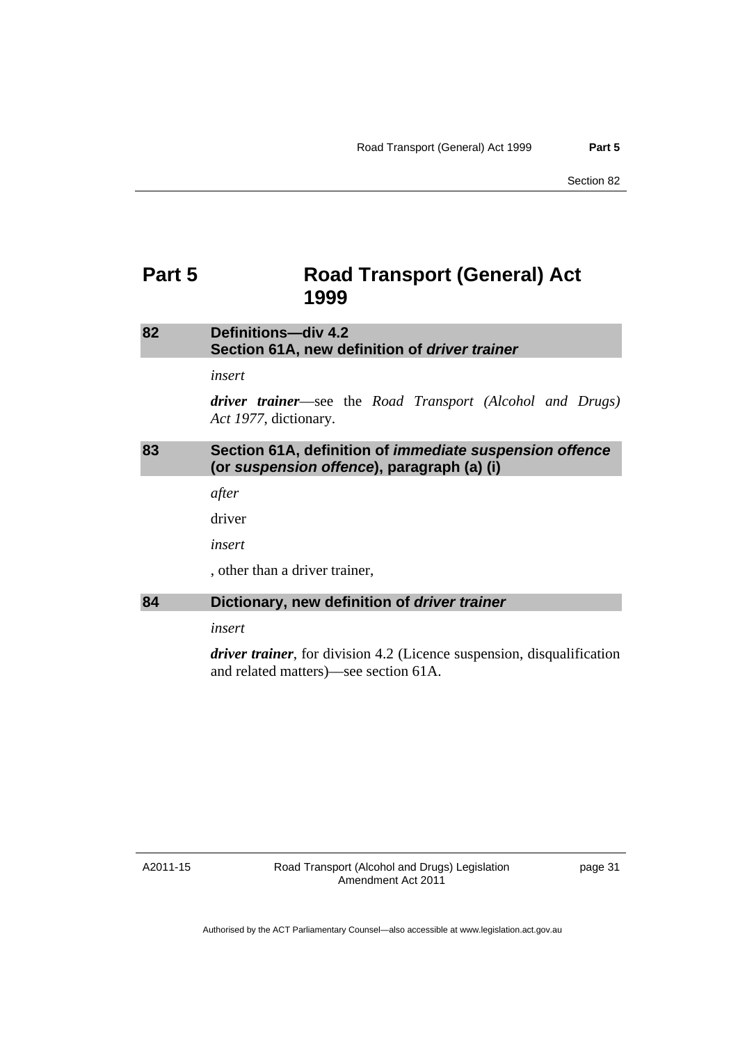# Part 5 Road Transport (General) Act 1999

## 82 Definitions—div 4.2 Section 61A, new definition of *driver trainer*

*insert*

***driver trainer***—see the *Road Transport (Alcohol and Drugs) Act 1977*, dictionary.

## 83 Section 61A, definition of *immediate suspension offence* (or *suspension offence*), paragraph (a) (i)

*after*

driver

*insert*

, other than a driver trainer,

## 84 Dictionary, new definition of *driver trainer*

*insert*

***driver trainer***, for division 4.2 (Licence suspension, disqualification and related matters)—see section 61A.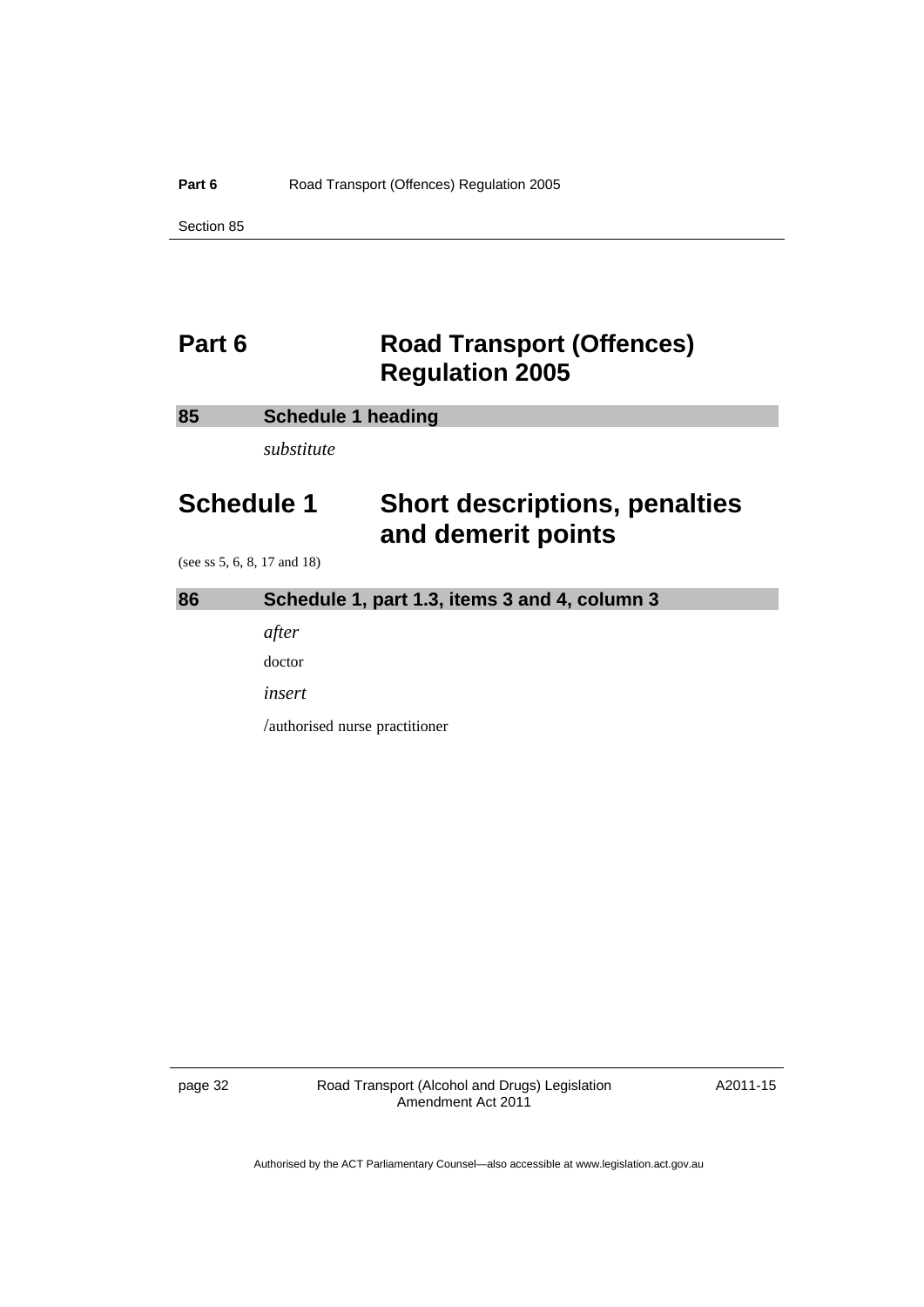# Part 6 Road Transport (Offences) Regulation 2005

## 85 Schedule 1 heading

*substitute*

# Schedule 1 Short descriptions, penalties and demerit points

(see ss 5, 6, 8, 17 and 18)

## 86 Schedule 1, part 1.3, items 3 and 4, column 3

*after*

doctor

*insert*

/authorised nurse practitioner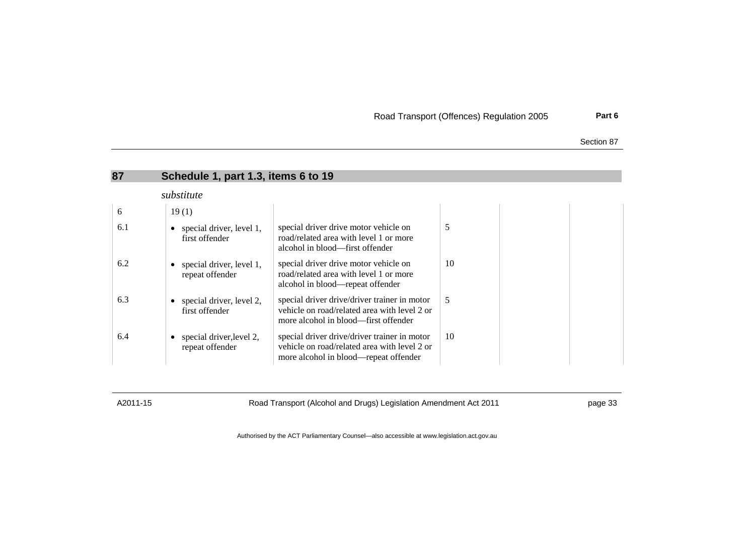## 87 Schedule 1, part 1.3, items 6 to 19

*substitute*

| | | | | | |
|---|---|---|---|---|---|
| 6 | 19 (1) | | | | |
| 6.1 | • special driver, level 1, first offender | special driver drive motor vehicle on road/related area with level 1 or more alcohol in blood—first offender | 5 | | |
| 6.2 | • special driver, level 1, repeat offender | special driver drive motor vehicle on road/related area with level 1 or more alcohol in blood—repeat offender | 10 | | |
| 6.3 | • special driver, level 2, first offender | special driver drive/driver trainer in motor vehicle on road/related area with level 2 or more alcohol in blood—first offender | 5 | | |
| 6.4 | • special driver,level 2, repeat offender | special driver drive/driver trainer in motor vehicle on road/related area with level 2 or more alcohol in blood—repeat offender | 10 | | |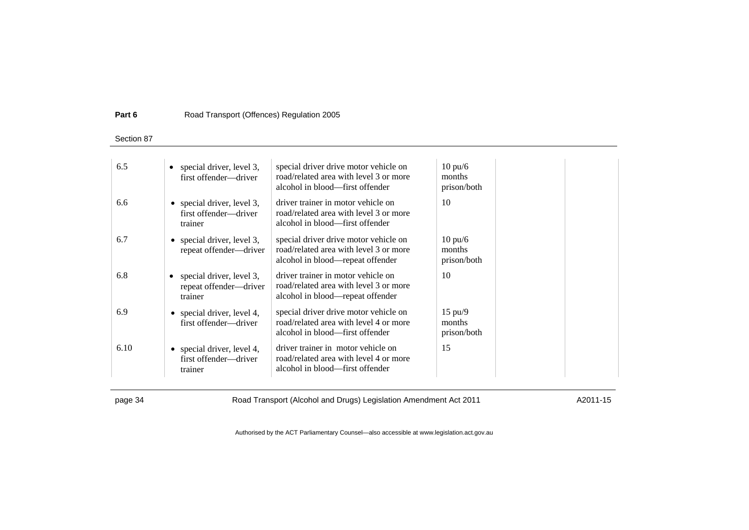| | | | | | |
|---|---|---|---|---|---|
| 6.5 | • special driver, level 3, first offender—driver | special driver drive motor vehicle on road/related area with level 3 or more alcohol in blood—first offender | 10 pu/6 months prison/both | | |
| 6.6 | • special driver, level 3, first offender—driver trainer | driver trainer in motor vehicle on road/related area with level 3 or more alcohol in blood—first offender | 10 | | |
| 6.7 | • special driver, level 3, repeat offender—driver | special driver drive motor vehicle on road/related area with level 3 or more alcohol in blood—repeat offender | 10 pu/6 months prison/both | | |
| 6.8 | • special driver, level 3, repeat offender—driver trainer | driver trainer in motor vehicle on road/related area with level 3 or more alcohol in blood—repeat offender | 10 | | |
| 6.9 | • special driver, level 4, first offender—driver | special driver drive motor vehicle on road/related area with level 4 or more alcohol in blood—first offender | 15 pu/9 months prison/both | | |
| 6.10 | • special driver, level 4, first offender—driver trainer | driver trainer in motor vehicle on road/related area with level 4 or more alcohol in blood—first offender | 15 | | |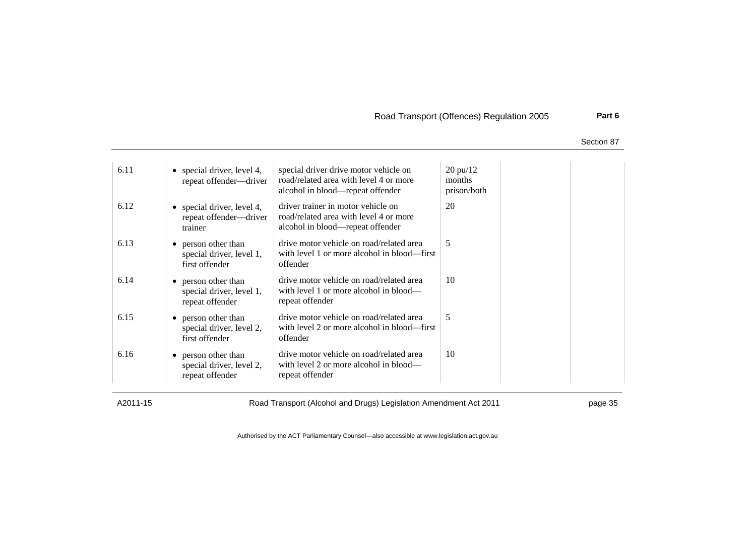| | | | | | |
|---|---|---|---|---|---|
| 6.11 | • special driver, level 4, repeat offender—driver | special driver drive motor vehicle on road/related area with level 4 or more alcohol in blood—repeat offender | 20 pu/12 months prison/both | | |
| 6.12 | • special driver, level 4, repeat offender—driver trainer | driver trainer in motor vehicle on road/related area with level 4 or more alcohol in blood—repeat offender | 20 | | |
| 6.13 | • person other than special driver, level 1, first offender | drive motor vehicle on road/related area with level 1 or more alcohol in blood—first offender | 5 | | |
| 6.14 | • person other than special driver, level 1, repeat offender | drive motor vehicle on road/related area with level 1 or more alcohol in blood—repeat offender | 10 | | |
| 6.15 | • person other than special driver, level 2, first offender | drive motor vehicle on road/related area with level 2 or more alcohol in blood—first offender | 5 | | |
| 6.16 | • person other than special driver, level 2, repeat offender | drive motor vehicle on road/related area with level 2 or more alcohol in blood—repeat offender | 10 | | |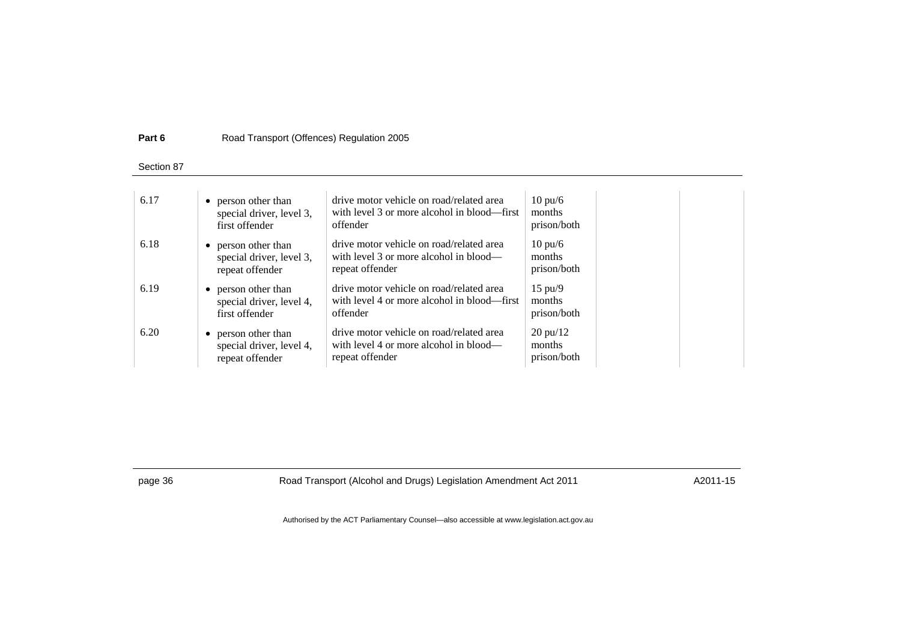| | | | | | |
|---|---|---|---|---|---|
| 6.17 | • person other than special driver, level 3, first offender | drive motor vehicle on road/related area with level 3 or more alcohol in blood—first offender | 10 pu/6 months prison/both | | |
| 6.18 | • person other than special driver, level 3, repeat offender | drive motor vehicle on road/related area with level 3 or more alcohol in blood—repeat offender | 10 pu/6 months prison/both | | |
| 6.19 | • person other than special driver, level 4, first offender | drive motor vehicle on road/related area with level 4 or more alcohol in blood—first offender | 15 pu/9 months prison/both | | |
| 6.20 | • person other than special driver, level 4, repeat offender | drive motor vehicle on road/related area with level 4 or more alcohol in blood—repeat offender | 20 pu/12 months prison/both | | |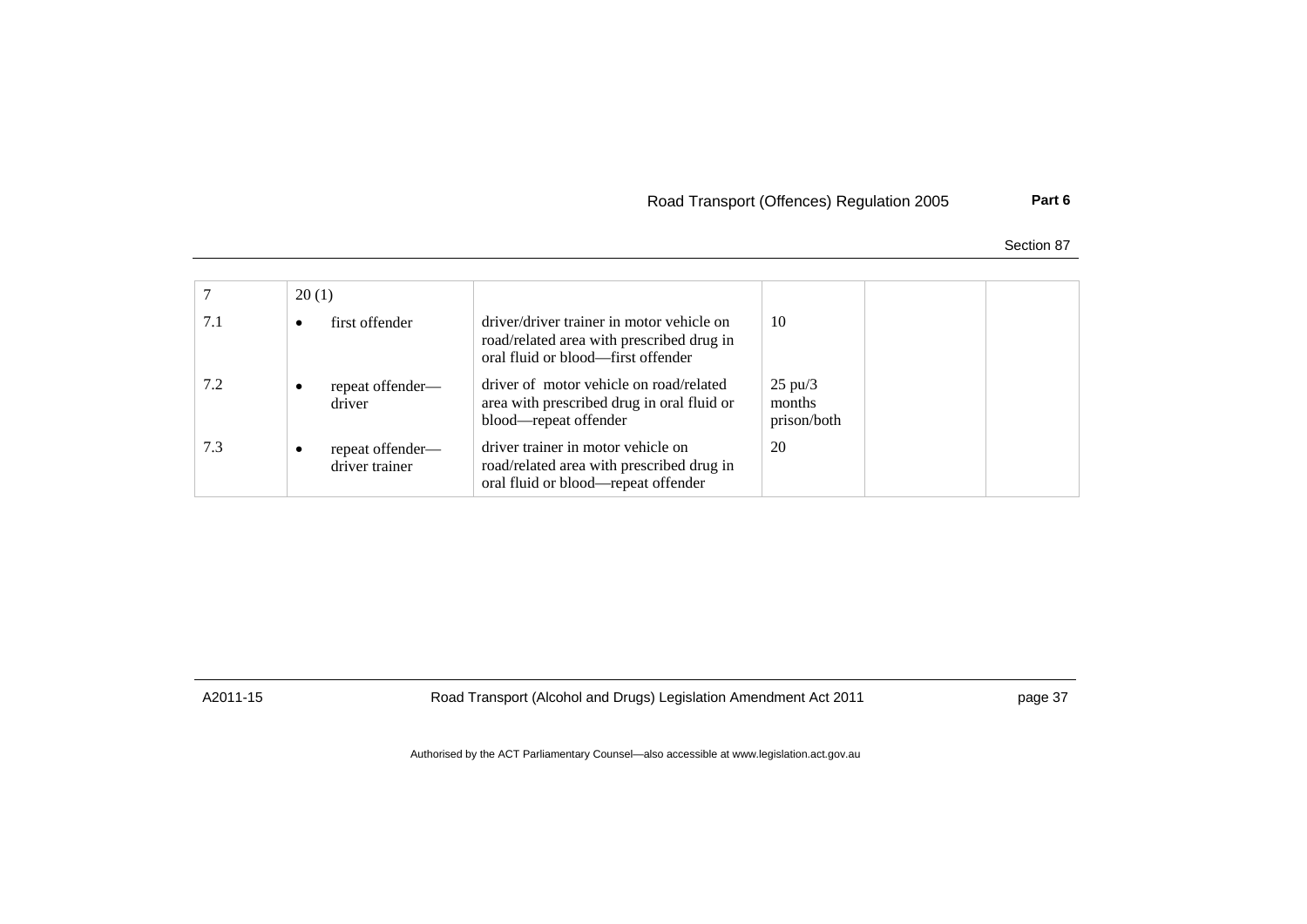| | | | | | |
|---|---|---|---|---|---|
| 7 | 20 (1) | | | | |
| 7.1 | • first offender | driver/driver trainer in motor vehicle on road/related area with prescribed drug in oral fluid or blood—first offender | 10 | | |
| 7.2 | • repeat offender—driver | driver of motor vehicle on road/related area with prescribed drug in oral fluid or blood—repeat offender | 25 pu/3 months prison/both | | |
| 7.3 | • repeat offender—driver trainer | driver trainer in motor vehicle on road/related area with prescribed drug in oral fluid or blood—repeat offender | 20 | | |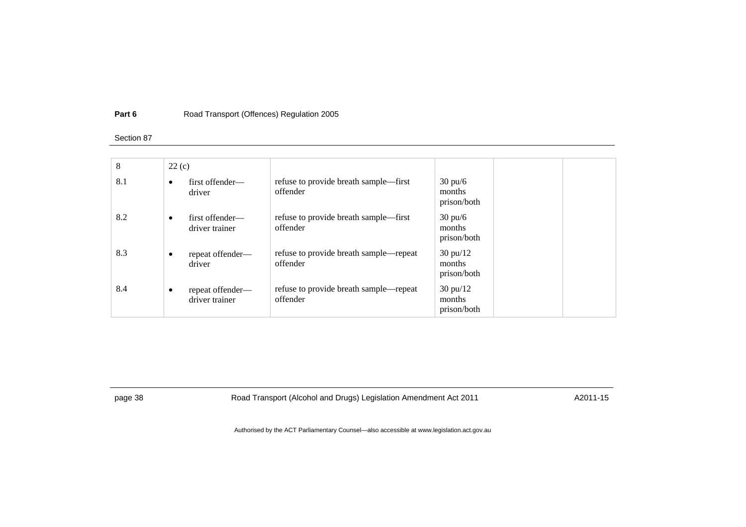Part 6 Road Transport (Offences) Regulation 2005

Section 87

| | | | | | |
|---|---|---|---|---|---|
| 8 | 22 (c) | | | | |
| 8.1 | • first offender—driver | refuse to provide breath sample—first offender | 30 pu/6 months prison/both | | |
| 8.2 | • first offender—driver trainer | refuse to provide breath sample—first offender | 30 pu/6 months prison/both | | |
| 8.3 | • repeat offender—driver | refuse to provide breath sample—repeat offender | 30 pu/12 months prison/both | | |
| 8.4 | • repeat offender—driver trainer | refuse to provide breath sample—repeat offender | 30 pu/12 months prison/both | | |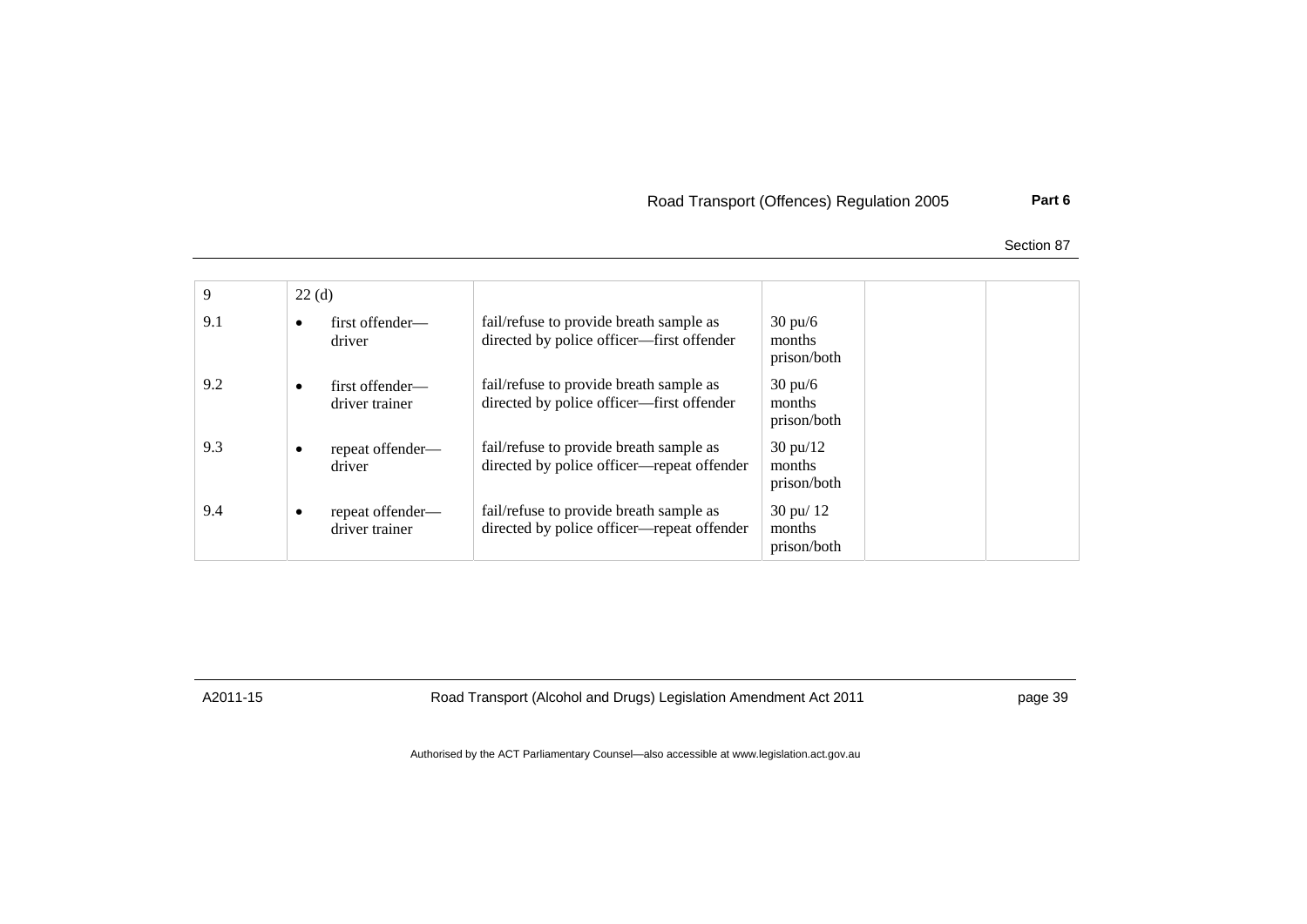| | | | | | |
|---|---|---|---|---|---|
| 9 | 22 (d) | | | | |
| 9.1 | • first offender—driver | fail/refuse to provide breath sample as directed by police officer—first offender | 30 pu/6 months prison/both | | |
| 9.2 | • first offender—driver trainer | fail/refuse to provide breath sample as directed by police officer—first offender | 30 pu/6 months prison/both | | |
| 9.3 | • repeat offender—driver | fail/refuse to provide breath sample as directed by police officer—repeat offender | 30 pu/12 months prison/both | | |
| 9.4 | • repeat offender—driver trainer | fail/refuse to provide breath sample as directed by police officer—repeat offender | 30 pu/ 12 months prison/both | | |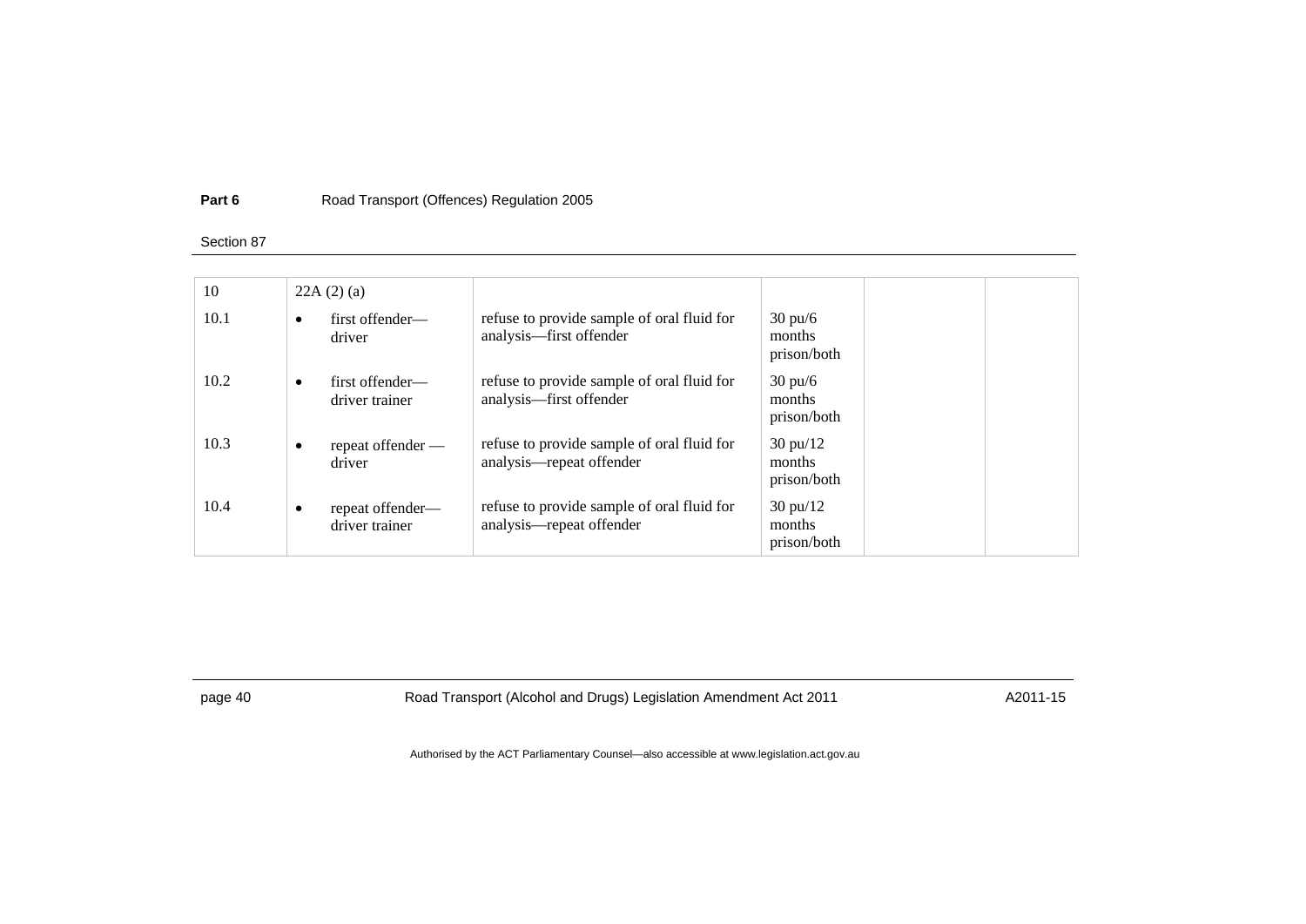| 10 | 22A (2) (a) | | | | |
|---|---|---|---|---|---|
| 10.1 | • first offender—driver | refuse to provide sample of oral fluid for analysis—first offender | 30 pu/6 months prison/both | | |
| 10.2 | • first offender—driver trainer | refuse to provide sample of oral fluid for analysis—first offender | 30 pu/6 months prison/both | | |
| 10.3 | • repeat offender —driver | refuse to provide sample of oral fluid for analysis—repeat offender | 30 pu/12 months prison/both | | |
| 10.4 | • repeat offender—driver trainer | refuse to provide sample of oral fluid for analysis—repeat offender | 30 pu/12 months prison/both | | |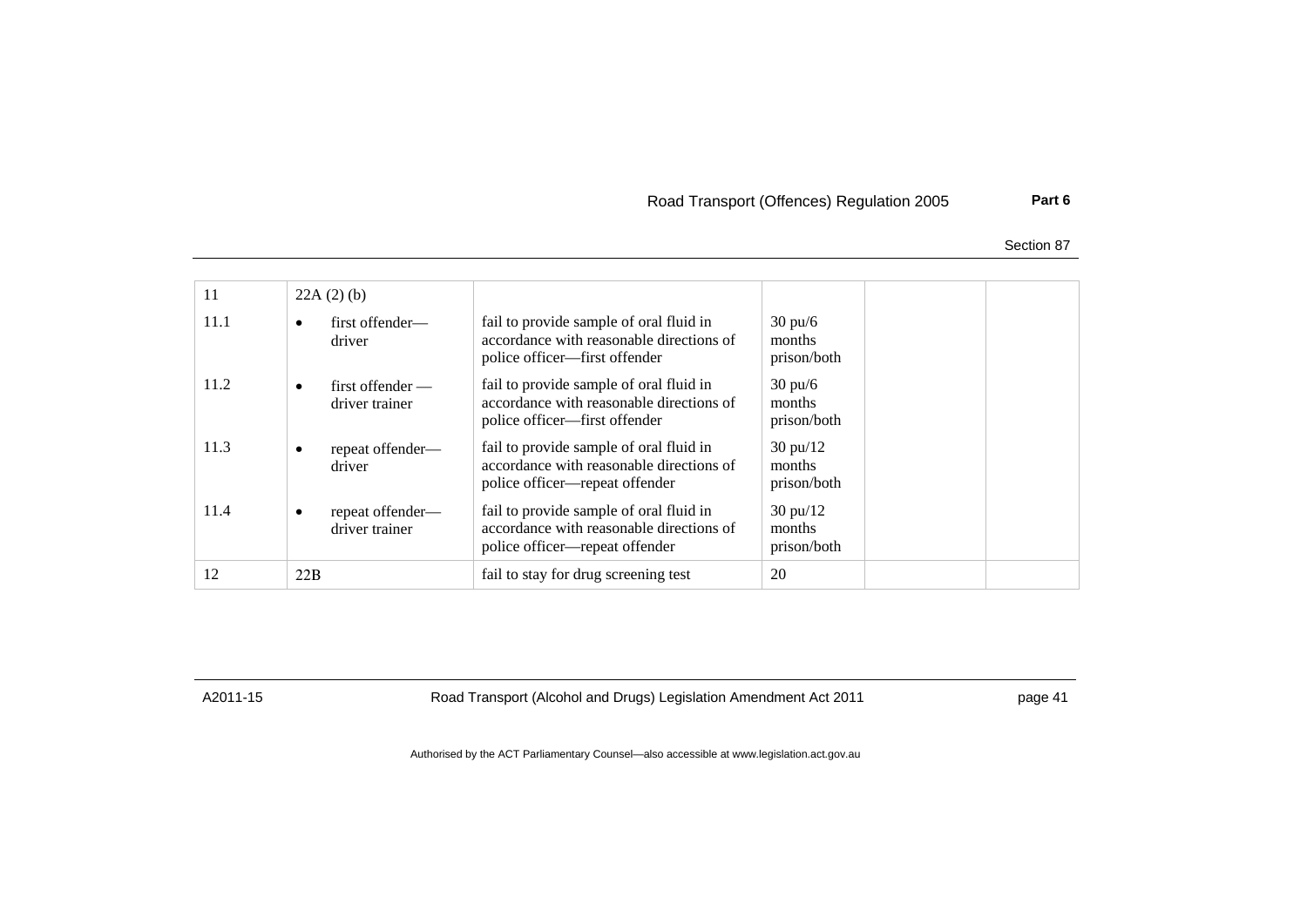| 11 | 22A (2) (b) | | | | |
|---|---|---|---|---|---|
| 11.1 | • first offender—driver | fail to provide sample of oral fluid in accordance with reasonable directions of police officer—first offender | 30 pu/6 months prison/both | | |
| 11.2 | • first offender —driver trainer | fail to provide sample of oral fluid in accordance with reasonable directions of police officer—first offender | 30 pu/6 months prison/both | | |
| 11.3 | • repeat offender—driver | fail to provide sample of oral fluid in accordance with reasonable directions of police officer—repeat offender | 30 pu/12 months prison/both | | |
| 11.4 | • repeat offender—driver trainer | fail to provide sample of oral fluid in accordance with reasonable directions of police officer—repeat offender | 30 pu/12 months prison/both | | |
| 12 | 22B | fail to stay for drug screening test | 20 | | |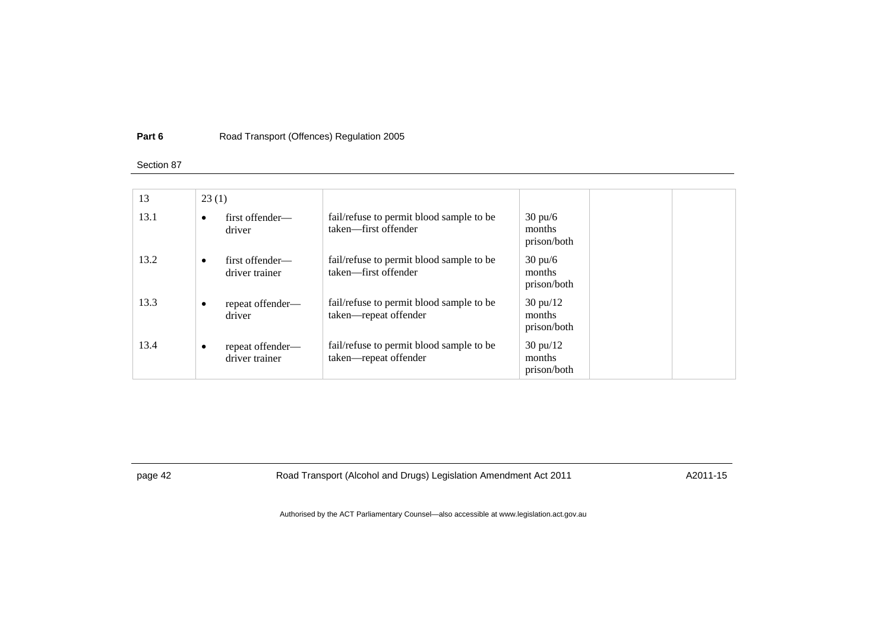| 13 | 23 (1) | | | | |
|---|---|---|---|---|---|
| 13.1 | • first offender—driver | fail/refuse to permit blood sample to be taken—first offender | 30 pu/6 months prison/both | | |
| 13.2 | • first offender—driver trainer | fail/refuse to permit blood sample to be taken—first offender | 30 pu/6 months prison/both | | |
| 13.3 | • repeat offender—driver | fail/refuse to permit blood sample to be taken—repeat offender | 30 pu/12 months prison/both | | |
| 13.4 | • repeat offender—driver trainer | fail/refuse to permit blood sample to be taken—repeat offender | 30 pu/12 months prison/both | | |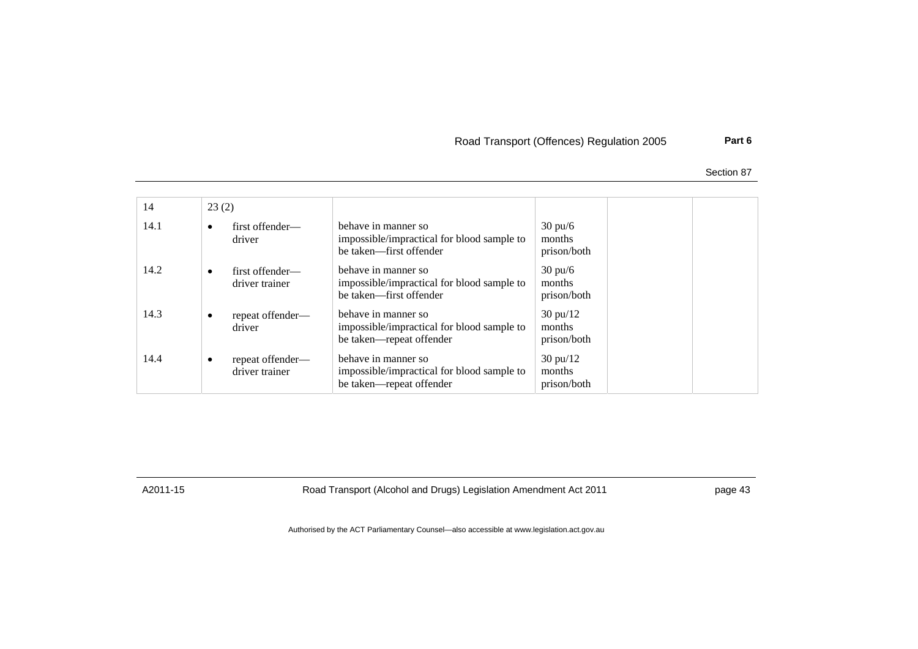| 14 | 23 (2) | | | | |
|---|---|---|---|---|---|
| 14.1 | • first offender—driver | behave in manner so impossible/impractical for blood sample to be taken—first offender | 30 pu/6 months prison/both | | |
| 14.2 | • first offender—driver trainer | behave in manner so impossible/impractical for blood sample to be taken—first offender | 30 pu/6 months prison/both | | |
| 14.3 | • repeat offender—driver | behave in manner so impossible/impractical for blood sample to be taken—repeat offender | 30 pu/12 months prison/both | | |
| 14.4 | • repeat offender—driver trainer | behave in manner so impossible/impractical for blood sample to be taken—repeat offender | 30 pu/12 months prison/both | | |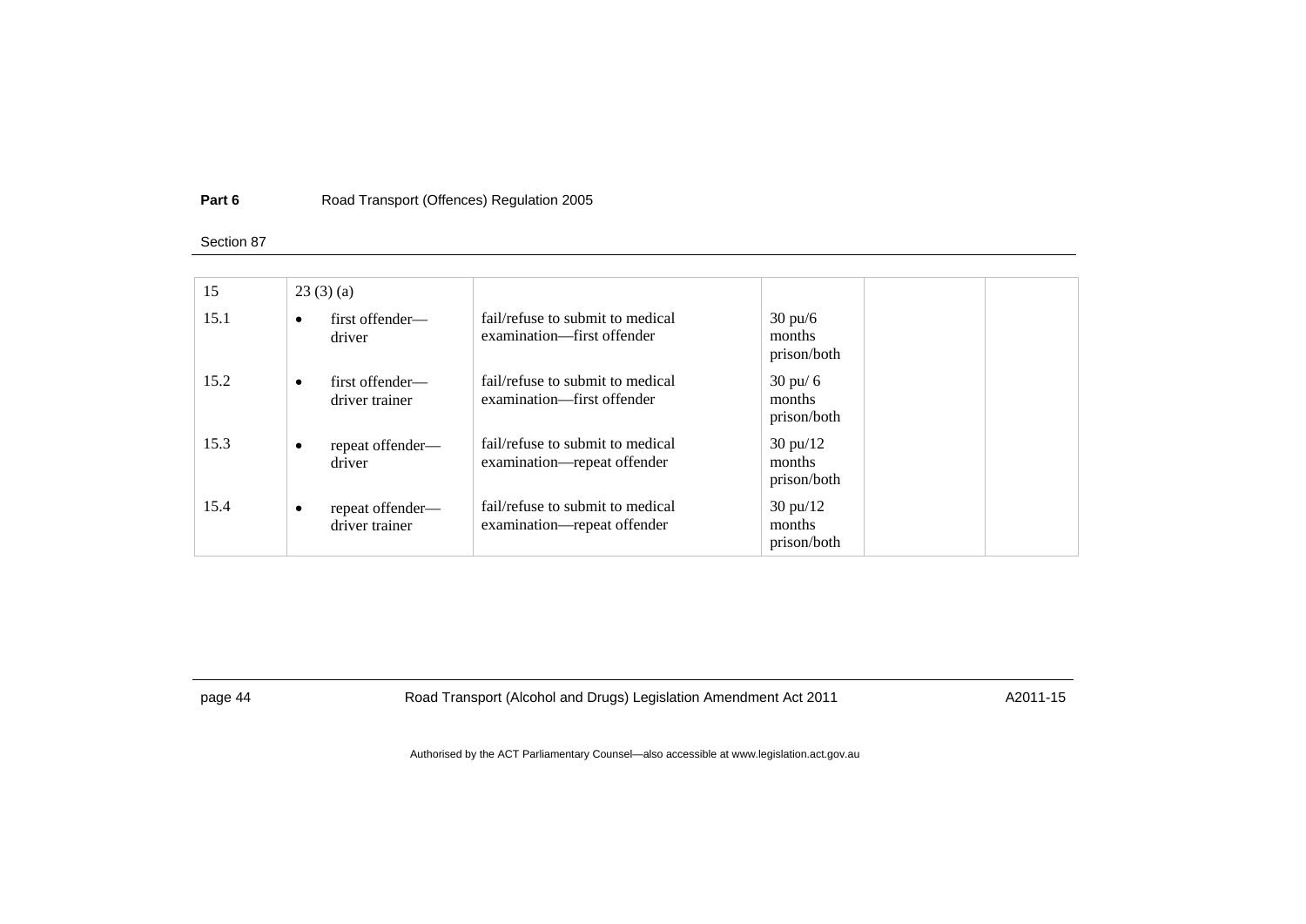| 15 | 23 (3) (a) | | | | |
|---|---|---|---|---|---|
| 15.1 | • first offender—driver | fail/refuse to submit to medical examination—first offender | 30 pu/6 months prison/both | | |
| 15.2 | • first offender—driver trainer | fail/refuse to submit to medical examination—first offender | 30 pu/ 6 months prison/both | | |
| 15.3 | • repeat offender—driver | fail/refuse to submit to medical examination—repeat offender | 30 pu/12 months prison/both | | |
| 15.4 | • repeat offender—driver trainer | fail/refuse to submit to medical examination—repeat offender | 30 pu/12 months prison/both | | |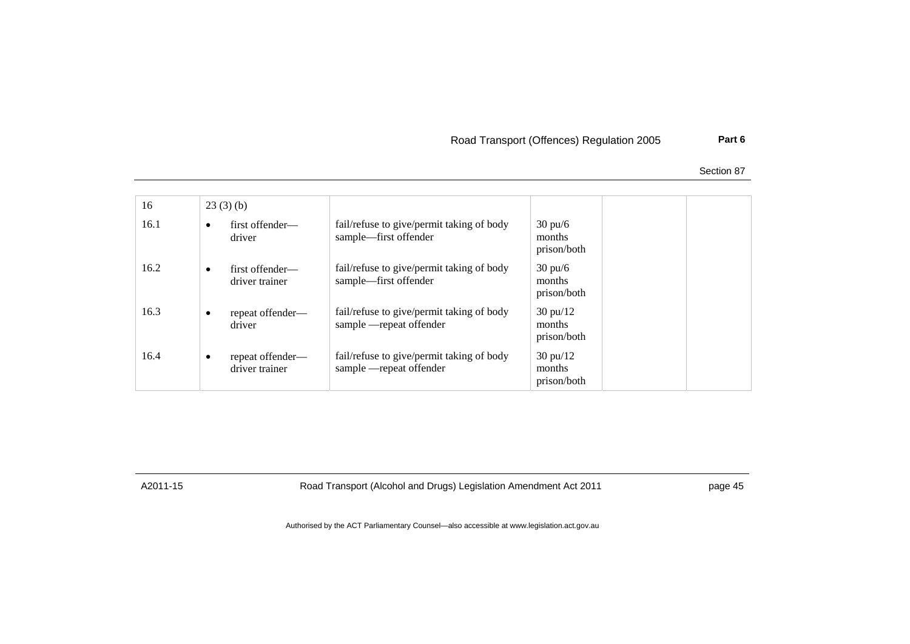| 16 | 23 (3) (b) | | | | |
|---|---|---|---|---|---|
| 16.1 | • first offender—driver | fail/refuse to give/permit taking of body sample—first offender | 30 pu/6 months prison/both | | |
| 16.2 | • first offender—driver trainer | fail/refuse to give/permit taking of body sample—first offender | 30 pu/6 months prison/both | | |
| 16.3 | • repeat offender—driver | fail/refuse to give/permit taking of body sample —repeat offender | 30 pu/12 months prison/both | | |
| 16.4 | • repeat offender—driver trainer | fail/refuse to give/permit taking of body sample —repeat offender | 30 pu/12 months prison/both | | |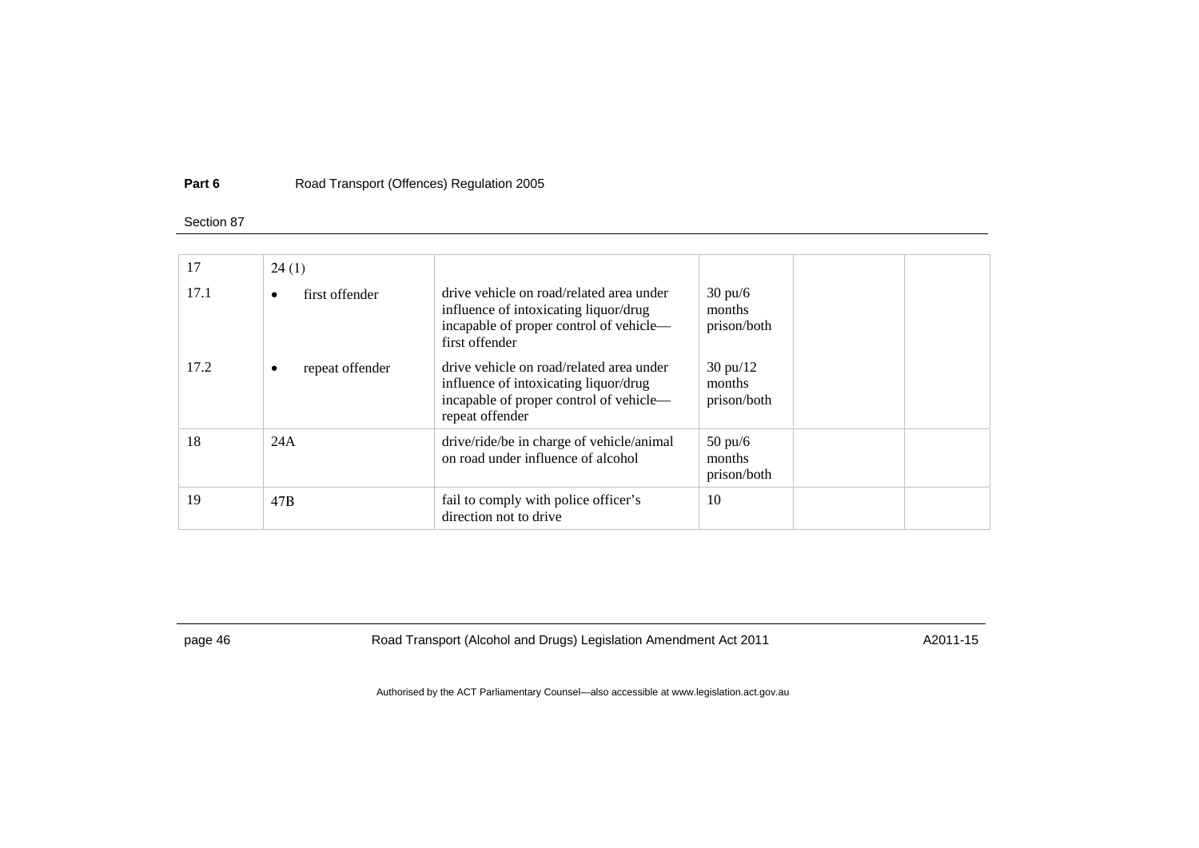| | | | | | |
|---|---|---|---|---|---|
| 17 | 24 (1) | | | | |
| 17.1 | • first offender | drive vehicle on road/related area under influence of intoxicating liquor/drug incapable of proper control of vehicle—first offender | 30 pu/6 months prison/both | | |
| 17.2 | • repeat offender | drive vehicle on road/related area under influence of intoxicating liquor/drug incapable of proper control of vehicle—repeat offender | 30 pu/12 months prison/both | | |
| 18 | 24A | drive/ride/be in charge of vehicle/animal on road under influence of alcohol | 50 pu/6 months prison/both | | |
| 19 | 47B | fail to comply with police officer's direction not to drive | 10 | | |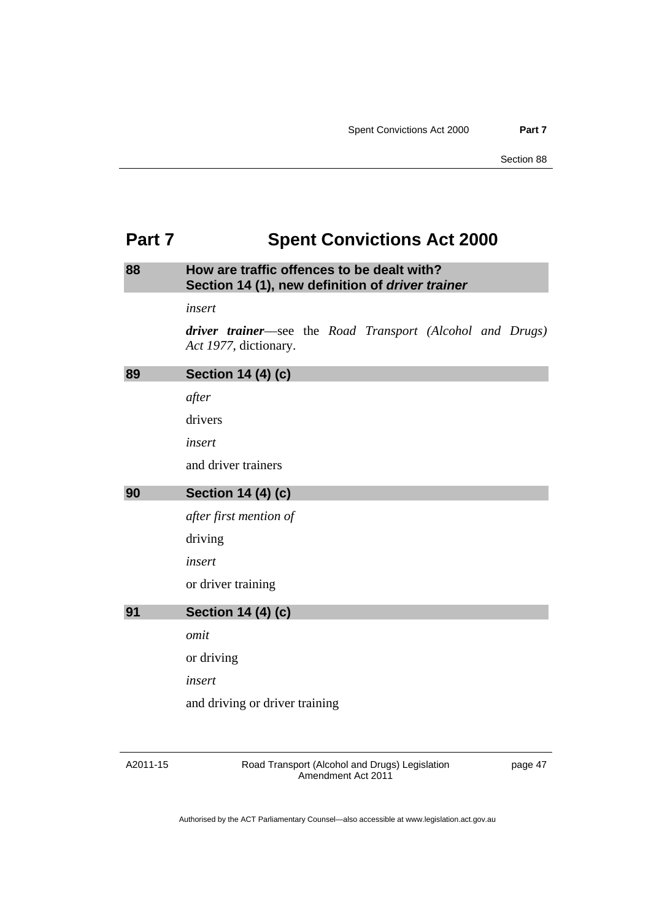# Part 7 Spent Convictions Act 2000

## 88 How are traffic offences to be dealt with? Section 14 (1), new definition of *driver trainer*

*insert*

***driver trainer***—see the *Road Transport (Alcohol and Drugs) Act 1977*, dictionary.

## 89 Section 14 (4) (c)

*after*

drivers

*insert*

and driver trainers

## 90 Section 14 (4) (c)

*after first mention of*

driving

*insert*

or driver training

## 91 Section 14 (4) (c)

*omit*

or driving

*insert*

and driving or driver training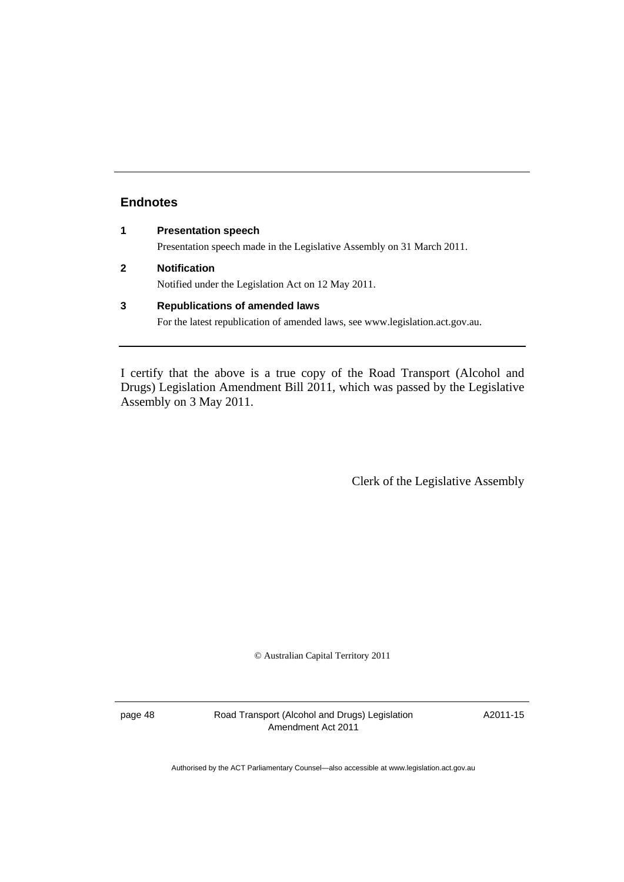## Endnotes

**1 Presentation speech**

Presentation speech made in the Legislative Assembly on 31 March 2011.

**2 Notification**

Notified under the Legislation Act on 12 May 2011.

**3 Republications of amended laws**

For the latest republication of amended laws, see www.legislation.act.gov.au.

---

I certify that the above is a true copy of the Road Transport (Alcohol and Drugs) Legislation Amendment Bill 2011, which was passed by the Legislative Assembly on 3 May 2011.

Clerk of the Legislative Assembly

© Australian Capital Territory 2011